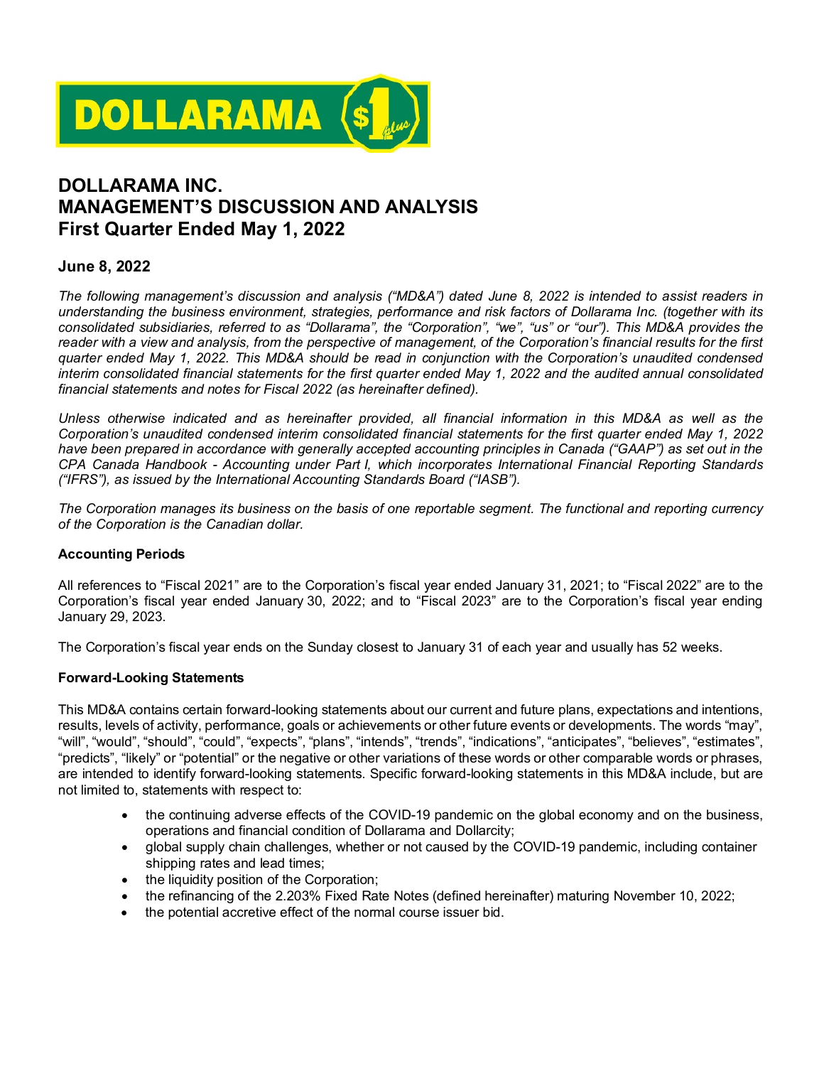# DOLLARAMA INC.
# MANAGEMENT'S DISCUSSION AND ANALYSIS
# First Quarter Ended May 1, 2022

## June 8, 2022

*The following management's discussion and analysis ("MD&A") dated June 8, 2022 is intended to assist readers in understanding the business environment, strategies, performance and risk factors of Dollarama Inc. (together with its consolidated subsidiaries, referred to as "Dollarama", the "Corporation", "we", "us" or "our"). This MD&A provides the reader with a view and analysis, from the perspective of management, of the Corporation's financial results for the first quarter ended May 1, 2022. This MD&A should be read in conjunction with the Corporation's unaudited condensed interim consolidated financial statements for the first quarter ended May 1, 2022 and the audited annual consolidated financial statements and notes for Fiscal 2022 (as hereinafter defined).*

*Unless otherwise indicated and as hereinafter provided, all financial information in this MD&A as well as the Corporation's unaudited condensed interim consolidated financial statements for the first quarter ended May 1, 2022 have been prepared in accordance with generally accepted accounting principles in Canada ("GAAP") as set out in the CPA Canada Handbook - Accounting under Part I, which incorporates International Financial Reporting Standards ("IFRS"), as issued by the International Accounting Standards Board ("IASB").*

*The Corporation manages its business on the basis of one reportable segment. The functional and reporting currency of the Corporation is the Canadian dollar.*

### Accounting Periods

All references to "Fiscal 2021" are to the Corporation's fiscal year ended January 31, 2021; to "Fiscal 2022" are to the Corporation's fiscal year ended January 30, 2022; and to "Fiscal 2023" are to the Corporation's fiscal year ending January 29, 2023.

The Corporation's fiscal year ends on the Sunday closest to January 31 of each year and usually has 52 weeks.

### Forward-Looking Statements

This MD&A contains certain forward-looking statements about our current and future plans, expectations and intentions, results, levels of activity, performance, goals or achievements or other future events or developments. The words "may", "will", "would", "should", "could", "expects", "plans", "intends", "trends", "indications", "anticipates", "believes", "estimates", "predicts", "likely" or "potential" or the negative or other variations of these words or other comparable words or phrases, are intended to identify forward-looking statements. Specific forward-looking statements in this MD&A include, but are not limited to, statements with respect to:

- the continuing adverse effects of the COVID-19 pandemic on the global economy and on the business, operations and financial condition of Dollarama and Dollarcity;
- global supply chain challenges, whether or not caused by the COVID-19 pandemic, including container shipping rates and lead times;
- the liquidity position of the Corporation;
- the refinancing of the 2.203% Fixed Rate Notes (defined hereinafter) maturing November 10, 2022;
- the potential accretive effect of the normal course issuer bid.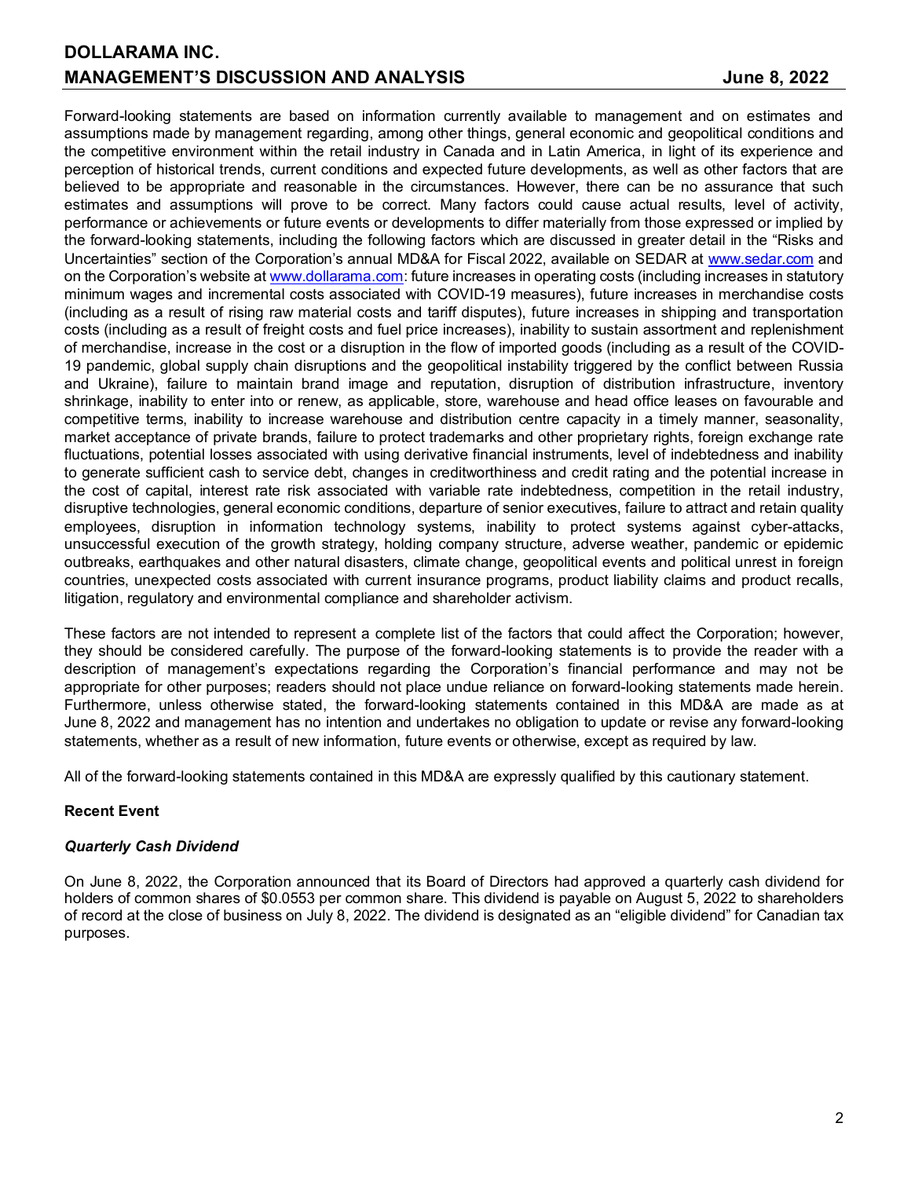Forward-looking statements are based on information currently available to management and on estimates and assumptions made by management regarding, among other things, general economic and geopolitical conditions and the competitive environment within the retail industry in Canada and in Latin America, in light of its experience and perception of historical trends, current conditions and expected future developments, as well as other factors that are believed to be appropriate and reasonable in the circumstances. However, there can be no assurance that such estimates and assumptions will prove to be correct. Many factors could cause actual results, level of activity, performance or achievements or future events or developments to differ materially from those expressed or implied by the forward-looking statements, including the following factors which are discussed in greater detail in the "Risks and Uncertainties" section of the Corporation's annual MD&A for Fiscal 2022, available on SEDAR at www.sedar.com and on the Corporation's website at www.dollarama.com: future increases in operating costs (including increases in statutory minimum wages and incremental costs associated with COVID-19 measures), future increases in merchandise costs (including as a result of rising raw material costs and tariff disputes), future increases in shipping and transportation costs (including as a result of freight costs and fuel price increases), inability to sustain assortment and replenishment of merchandise, increase in the cost or a disruption in the flow of imported goods (including as a result of the COVID-19 pandemic, global supply chain disruptions and the geopolitical instability triggered by the conflict between Russia and Ukraine), failure to maintain brand image and reputation, disruption of distribution infrastructure, inventory shrinkage, inability to enter into or renew, as applicable, store, warehouse and head office leases on favourable and competitive terms, inability to increase warehouse and distribution centre capacity in a timely manner, seasonality, market acceptance of private brands, failure to protect trademarks and other proprietary rights, foreign exchange rate fluctuations, potential losses associated with using derivative financial instruments, level of indebtedness and inability to generate sufficient cash to service debt, changes in creditworthiness and credit rating and the potential increase in the cost of capital, interest rate risk associated with variable rate indebtedness, competition in the retail industry, disruptive technologies, general economic conditions, departure of senior executives, failure to attract and retain quality employees, disruption in information technology systems, inability to protect systems against cyber-attacks, unsuccessful execution of the growth strategy, holding company structure, adverse weather, pandemic or epidemic outbreaks, earthquakes and other natural disasters, climate change, geopolitical events and political unrest in foreign countries, unexpected costs associated with current insurance programs, product liability claims and product recalls, litigation, regulatory and environmental compliance and shareholder activism.

These factors are not intended to represent a complete list of the factors that could affect the Corporation; however, they should be considered carefully. The purpose of the forward-looking statements is to provide the reader with a description of management's expectations regarding the Corporation's financial performance and may not be appropriate for other purposes; readers should not place undue reliance on forward-looking statements made herein. Furthermore, unless otherwise stated, the forward-looking statements contained in this MD&A are made as at June 8, 2022 and management has no intention and undertakes no obligation to update or revise any forward-looking statements, whether as a result of new information, future events or otherwise, except as required by law.

All of the forward-looking statements contained in this MD&A are expressly qualified by this cautionary statement.

## Recent Event

### *Quarterly Cash Dividend*

On June 8, 2022, the Corporation announced that its Board of Directors had approved a quarterly cash dividend for holders of common shares of $0.0553 per common share. This dividend is payable on August 5, 2022 to shareholders of record at the close of business on July 8, 2022. The dividend is designated as an "eligible dividend" for Canadian tax purposes.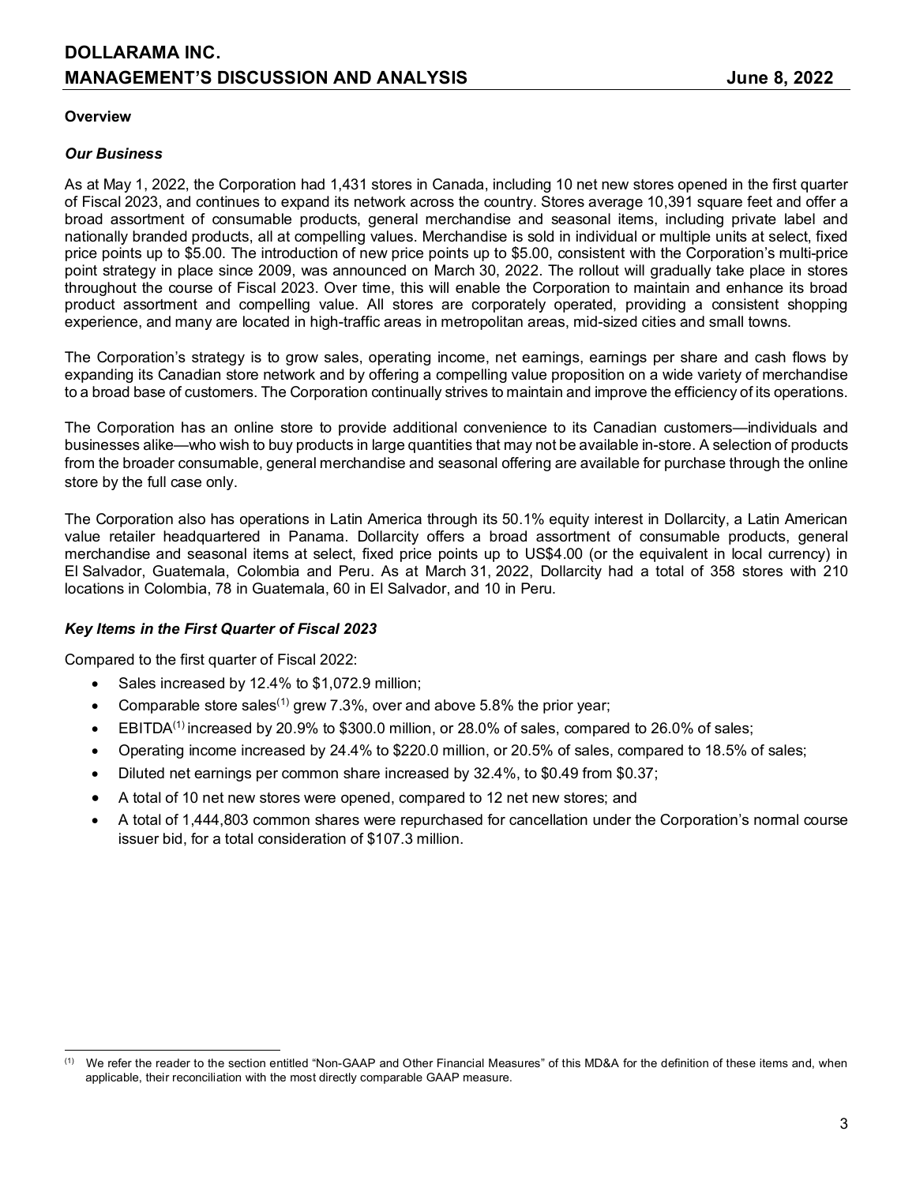## Overview

### *Our Business*

As at May 1, 2022, the Corporation had 1,431 stores in Canada, including 10 net new stores opened in the first quarter of Fiscal 2023, and continues to expand its network across the country. Stores average 10,391 square feet and offer a broad assortment of consumable products, general merchandise and seasonal items, including private label and nationally branded products, all at compelling values. Merchandise is sold in individual or multiple units at select, fixed price points up to $5.00. The introduction of new price points up to $5.00, consistent with the Corporation's multi-price point strategy in place since 2009, was announced on March 30, 2022. The rollout will gradually take place in stores throughout the course of Fiscal 2023. Over time, this will enable the Corporation to maintain and enhance its broad product assortment and compelling value. All stores are corporately operated, providing a consistent shopping experience, and many are located in high-traffic areas in metropolitan areas, mid-sized cities and small towns.

The Corporation's strategy is to grow sales, operating income, net earnings, earnings per share and cash flows by expanding its Canadian store network and by offering a compelling value proposition on a wide variety of merchandise to a broad base of customers. The Corporation continually strives to maintain and improve the efficiency of its operations.

The Corporation has an online store to provide additional convenience to its Canadian customers—individuals and businesses alike—who wish to buy products in large quantities that may not be available in-store. A selection of products from the broader consumable, general merchandise and seasonal offering are available for purchase through the online store by the full case only.

The Corporation also has operations in Latin America through its 50.1% equity interest in Dollarcity, a Latin American value retailer headquartered in Panama. Dollarcity offers a broad assortment of consumable products, general merchandise and seasonal items at select, fixed price points up to US$4.00 (or the equivalent in local currency) in El Salvador, Guatemala, Colombia and Peru. As at March 31, 2022, Dollarcity had a total of 358 stores with 210 locations in Colombia, 78 in Guatemala, 60 in El Salvador, and 10 in Peru.

### *Key Items in the First Quarter of Fiscal 2023*

Compared to the first quarter of Fiscal 2022:

- Sales increased by 12.4% to $1,072.9 million;
- Comparable store sales[(1)] grew 7.3%, over and above 5.8% the prior year;
- EBITDA[(1)] increased by 20.9% to $300.0 million, or 28.0% of sales, compared to 26.0% of sales;
- Operating income increased by 24.4% to $220.0 million, or 20.5% of sales, compared to 18.5% of sales;
- Diluted net earnings per common share increased by 32.4%, to $0.49 from $0.37;
- A total of 10 net new stores were opened, compared to 12 net new stores; and
- A total of 1,444,803 common shares were repurchased for cancellation under the Corporation's normal course issuer bid, for a total consideration of $107.3 million.

---

(1) We refer the reader to the section entitled "Non-GAAP and Other Financial Measures" of this MD&A for the definition of these items and, when applicable, their reconciliation with the most directly comparable GAAP measure.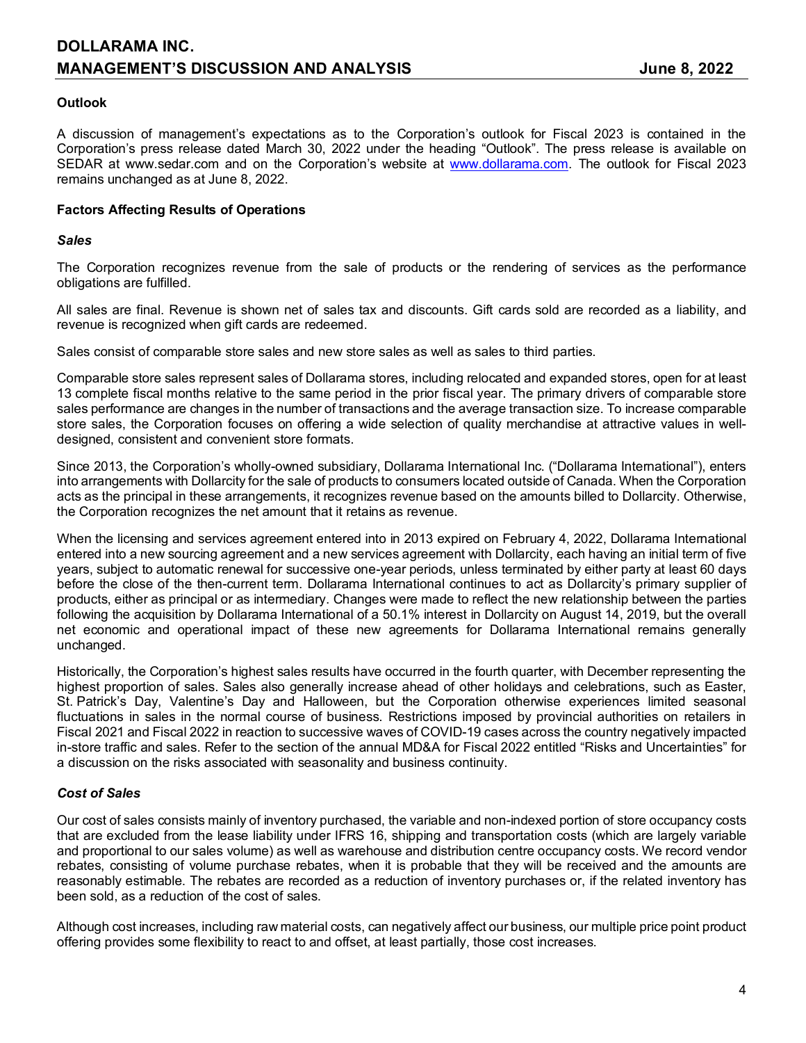### Outlook

A discussion of management's expectations as to the Corporation's outlook for Fiscal 2023 is contained in the Corporation's press release dated March 30, 2022 under the heading "Outlook". The press release is available on SEDAR at www.sedar.com and on the Corporation's website at www.dollarama.com. The outlook for Fiscal 2023 remains unchanged as at June 8, 2022.

### Factors Affecting Results of Operations

#### *Sales*

The Corporation recognizes revenue from the sale of products or the rendering of services as the performance obligations are fulfilled.

All sales are final. Revenue is shown net of sales tax and discounts. Gift cards sold are recorded as a liability, and revenue is recognized when gift cards are redeemed.

Sales consist of comparable store sales and new store sales as well as sales to third parties.

Comparable store sales represent sales of Dollarama stores, including relocated and expanded stores, open for at least 13 complete fiscal months relative to the same period in the prior fiscal year. The primary drivers of comparable store sales performance are changes in the number of transactions and the average transaction size. To increase comparable store sales, the Corporation focuses on offering a wide selection of quality merchandise at attractive values in well-designed, consistent and convenient store formats.

Since 2013, the Corporation's wholly-owned subsidiary, Dollarama International Inc. ("Dollarama International"), enters into arrangements with Dollarcity for the sale of products to consumers located outside of Canada. When the Corporation acts as the principal in these arrangements, it recognizes revenue based on the amounts billed to Dollarcity. Otherwise, the Corporation recognizes the net amount that it retains as revenue.

When the licensing and services agreement entered into in 2013 expired on February 4, 2022, Dollarama International entered into a new sourcing agreement and a new services agreement with Dollarcity, each having an initial term of five years, subject to automatic renewal for successive one-year periods, unless terminated by either party at least 60 days before the close of the then-current term. Dollarama International continues to act as Dollarcity's primary supplier of products, either as principal or as intermediary. Changes were made to reflect the new relationship between the parties following the acquisition by Dollarama International of a 50.1% interest in Dollarcity on August 14, 2019, but the overall net economic and operational impact of these new agreements for Dollarama International remains generally unchanged.

Historically, the Corporation's highest sales results have occurred in the fourth quarter, with December representing the highest proportion of sales. Sales also generally increase ahead of other holidays and celebrations, such as Easter, St. Patrick's Day, Valentine's Day and Halloween, but the Corporation otherwise experiences limited seasonal fluctuations in sales in the normal course of business. Restrictions imposed by provincial authorities on retailers in Fiscal 2021 and Fiscal 2022 in reaction to successive waves of COVID-19 cases across the country negatively impacted in-store traffic and sales. Refer to the section of the annual MD&A for Fiscal 2022 entitled "Risks and Uncertainties" for a discussion on the risks associated with seasonality and business continuity.

#### *Cost of Sales*

Our cost of sales consists mainly of inventory purchased, the variable and non-indexed portion of store occupancy costs that are excluded from the lease liability under IFRS 16, shipping and transportation costs (which are largely variable and proportional to our sales volume) as well as warehouse and distribution centre occupancy costs. We record vendor rebates, consisting of volume purchase rebates, when it is probable that they will be received and the amounts are reasonably estimable. The rebates are recorded as a reduction of inventory purchases or, if the related inventory has been sold, as a reduction of the cost of sales.

Although cost increases, including raw material costs, can negatively affect our business, our multiple price point product offering provides some flexibility to react to and offset, at least partially, those cost increases.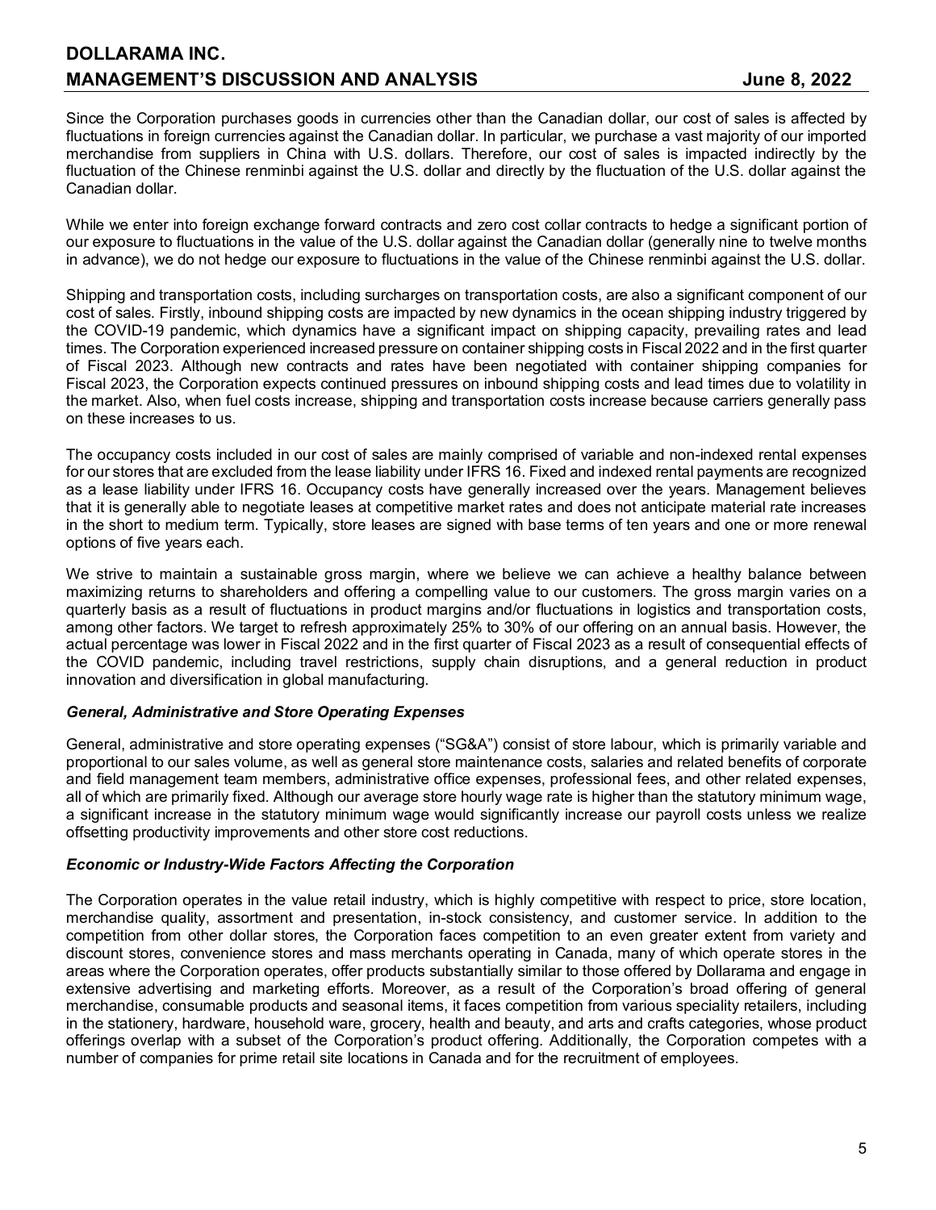Since the Corporation purchases goods in currencies other than the Canadian dollar, our cost of sales is affected by fluctuations in foreign currencies against the Canadian dollar. In particular, we purchase a vast majority of our imported merchandise from suppliers in China with U.S. dollars. Therefore, our cost of sales is impacted indirectly by the fluctuation of the Chinese renminbi against the U.S. dollar and directly by the fluctuation of the U.S. dollar against the Canadian dollar.

While we enter into foreign exchange forward contracts and zero cost collar contracts to hedge a significant portion of our exposure to fluctuations in the value of the U.S. dollar against the Canadian dollar (generally nine to twelve months in advance), we do not hedge our exposure to fluctuations in the value of the Chinese renminbi against the U.S. dollar.

Shipping and transportation costs, including surcharges on transportation costs, are also a significant component of our cost of sales. Firstly, inbound shipping costs are impacted by new dynamics in the ocean shipping industry triggered by the COVID-19 pandemic, which dynamics have a significant impact on shipping capacity, prevailing rates and lead times. The Corporation experienced increased pressure on container shipping costs in Fiscal 2022 and in the first quarter of Fiscal 2023. Although new contracts and rates have been negotiated with container shipping companies for Fiscal 2023, the Corporation expects continued pressures on inbound shipping costs and lead times due to volatility in the market. Also, when fuel costs increase, shipping and transportation costs increase because carriers generally pass on these increases to us.

The occupancy costs included in our cost of sales are mainly comprised of variable and non-indexed rental expenses for our stores that are excluded from the lease liability under IFRS 16. Fixed and indexed rental payments are recognized as a lease liability under IFRS 16. Occupancy costs have generally increased over the years. Management believes that it is generally able to negotiate leases at competitive market rates and does not anticipate material rate increases in the short to medium term. Typically, store leases are signed with base terms of ten years and one or more renewal options of five years each.

We strive to maintain a sustainable gross margin, where we believe we can achieve a healthy balance between maximizing returns to shareholders and offering a compelling value to our customers. The gross margin varies on a quarterly basis as a result of fluctuations in product margins and/or fluctuations in logistics and transportation costs, among other factors. We target to refresh approximately 25% to 30% of our offering on an annual basis. However, the actual percentage was lower in Fiscal 2022 and in the first quarter of Fiscal 2023 as a result of consequential effects of the COVID pandemic, including travel restrictions, supply chain disruptions, and a general reduction in product innovation and diversification in global manufacturing.

***General, Administrative and Store Operating Expenses***

General, administrative and store operating expenses ("SG&A") consist of store labour, which is primarily variable and proportional to our sales volume, as well as general store maintenance costs, salaries and related benefits of corporate and field management team members, administrative office expenses, professional fees, and other related expenses, all of which are primarily fixed. Although our average store hourly wage rate is higher than the statutory minimum wage, a significant increase in the statutory minimum wage would significantly increase our payroll costs unless we realize offsetting productivity improvements and other store cost reductions.

***Economic or Industry-Wide Factors Affecting the Corporation***

The Corporation operates in the value retail industry, which is highly competitive with respect to price, store location, merchandise quality, assortment and presentation, in-stock consistency, and customer service. In addition to the competition from other dollar stores, the Corporation faces competition to an even greater extent from variety and discount stores, convenience stores and mass merchants operating in Canada, many of which operate stores in the areas where the Corporation operates, offer products substantially similar to those offered by Dollarama and engage in extensive advertising and marketing efforts. Moreover, as a result of the Corporation's broad offering of general merchandise, consumable products and seasonal items, it faces competition from various speciality retailers, including in the stationery, hardware, household ware, grocery, health and beauty, and arts and crafts categories, whose product offerings overlap with a subset of the Corporation's product offering. Additionally, the Corporation competes with a number of companies for prime retail site locations in Canada and for the recruitment of employees.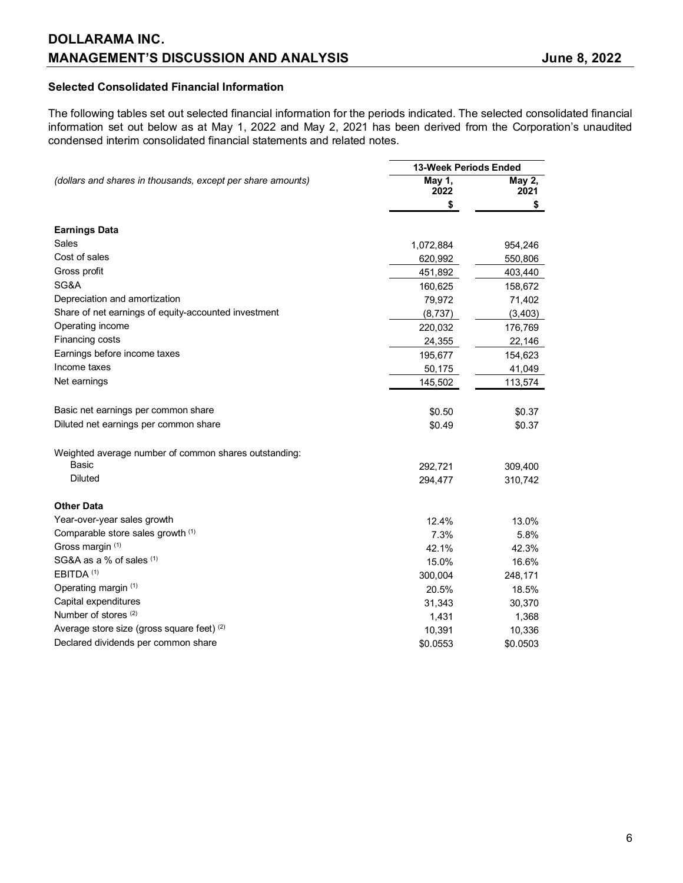### Selected Consolidated Financial Information

The following tables set out selected financial information for the periods indicated. The selected consolidated financial information set out below as at May 1, 2022 and May 2, 2021 has been derived from the Corporation's unaudited condensed interim consolidated financial statements and related notes.

| *(dollars and shares in thousands, except per share amounts)* | 13-Week Periods Ended | |
|---|---|---|
| | **May 1, 2022** | **May 2, 2021** |
| | **$** | **$** |
| **Earnings Data** | | |
| Sales | 1,072,884 | 954,246 |
| Cost of sales | 620,992 | 550,806 |
| Gross profit | 451,892 | 403,440 |
| SG&A | 160,625 | 158,672 |
| Depreciation and amortization | 79,972 | 71,402 |
| Share of net earnings of equity-accounted investment | (8,737) | (3,403) |
| Operating income | 220,032 | 176,769 |
| Financing costs | 24,355 | 22,146 |
| Earnings before income taxes | 195,677 | 154,623 |
| Income taxes | 50,175 | 41,049 |
| Net earnings | 145,502 | 113,574 |
| | | |
| Basic net earnings per common share | $0.50 | $0.37 |
| Diluted net earnings per common share | $0.49 | $0.37 |
| | | |
| Weighted average number of common shares outstanding: | | |
| Basic | 292,721 | 309,400 |
| Diluted | 294,477 | 310,742 |
| | | |
| **Other Data** | | |
| Year-over-year sales growth | 12.4% | 13.0% |
| Comparable store sales growth [(1)] | 7.3% | 5.8% |
| Gross margin [(1)] | 42.1% | 42.3% |
| SG&A as a % of sales [(1)] | 15.0% | 16.6% |
| EBITDA [(1)] | 300,004 | 248,171 |
| Operating margin [(1)] | 20.5% | 18.5% |
| Capital expenditures | 31,343 | 30,370 |
| Number of stores [(2)] | 1,431 | 1,368 |
| Average store size (gross square feet) [(2)] | 10,391 | 10,336 |
| Declared dividends per common share | $0.0553 | $0.0503 |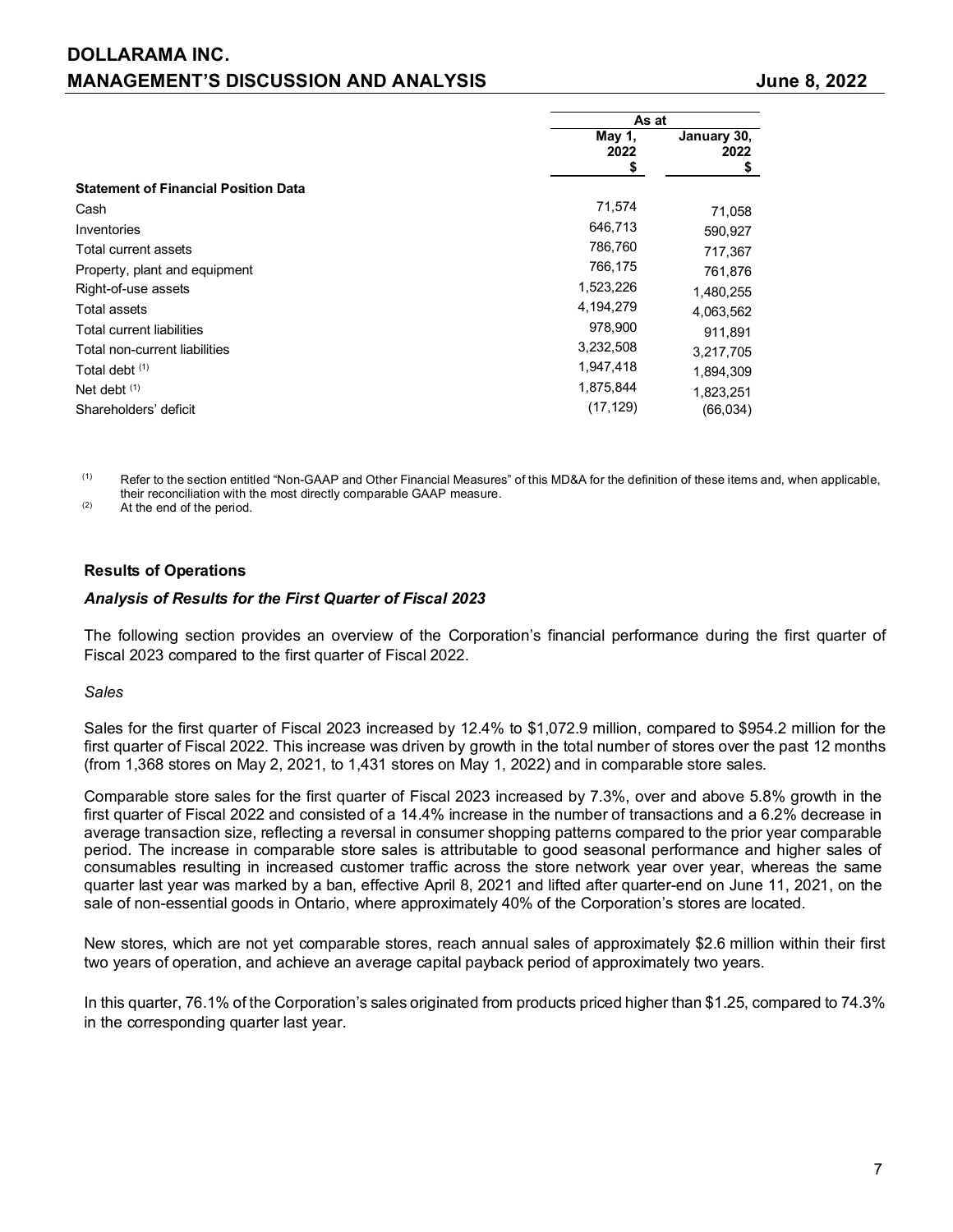| | As at | |
|---|---|---|
| | May 1, 2022 $ | January 30, 2022 $ |
| **Statement of Financial Position Data** | | |
| Cash | 71,574 | 71,058 |
| Inventories | 646,713 | 590,927 |
| Total current assets | 786,760 | 717,367 |
| Property, plant and equipment | 766,175 | 761,876 |
| Right-of-use assets | 1,523,226 | 1,480,255 |
| Total assets | 4,194,279 | 4,063,562 |
| Total current liabilities | 978,900 | 911,891 |
| Total non-current liabilities | 3,232,508 | 3,217,705 |
| Total debt [(1)] | 1,947,418 | 1,894,309 |
| Net debt [(1)] | 1,875,844 | 1,823,251 |
| Shareholders' deficit | (17,129) | (66,034) |

[(1)] Refer to the section entitled "Non-GAAP and Other Financial Measures" of this MD&A for the definition of these items and, when applicable, their reconciliation with the most directly comparable GAAP measure.
[(2)] At the end of the period.

**Results of Operations**

***Analysis of Results for the First Quarter of Fiscal 2023***

The following section provides an overview of the Corporation's financial performance during the first quarter of Fiscal 2023 compared to the first quarter of Fiscal 2022.

*Sales*

Sales for the first quarter of Fiscal 2023 increased by 12.4% to $1,072.9 million, compared to $954.2 million for the first quarter of Fiscal 2022. This increase was driven by growth in the total number of stores over the past 12 months (from 1,368 stores on May 2, 2021, to 1,431 stores on May 1, 2022) and in comparable store sales.

Comparable store sales for the first quarter of Fiscal 2023 increased by 7.3%, over and above 5.8% growth in the first quarter of Fiscal 2022 and consisted of a 14.4% increase in the number of transactions and a 6.2% decrease in average transaction size, reflecting a reversal in consumer shopping patterns compared to the prior year comparable period. The increase in comparable store sales is attributable to good seasonal performance and higher sales of consumables resulting in increased customer traffic across the store network year over year, whereas the same quarter last year was marked by a ban, effective April 8, 2021 and lifted after quarter-end on June 11, 2021, on the sale of non-essential goods in Ontario, where approximately 40% of the Corporation's stores are located.

New stores, which are not yet comparable stores, reach annual sales of approximately $2.6 million within their first two years of operation, and achieve an average capital payback period of approximately two years.

In this quarter, 76.1% of the Corporation's sales originated from products priced higher than $1.25, compared to 74.3% in the corresponding quarter last year.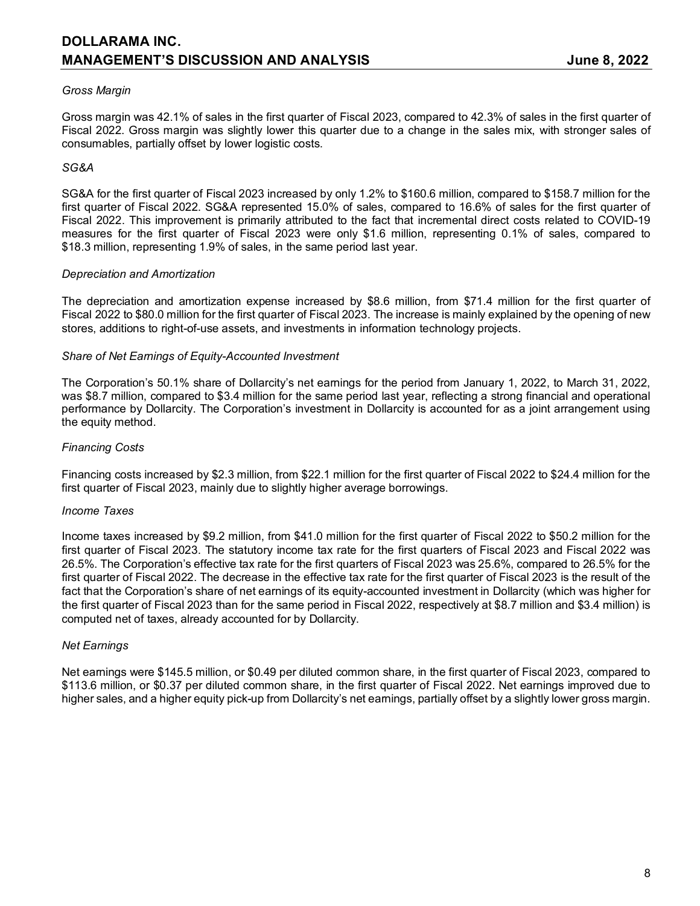*Gross Margin*

Gross margin was 42.1% of sales in the first quarter of Fiscal 2023, compared to 42.3% of sales in the first quarter of Fiscal 2022. Gross margin was slightly lower this quarter due to a change in the sales mix, with stronger sales of consumables, partially offset by lower logistic costs.

*SG&A*

SG&A for the first quarter of Fiscal 2023 increased by only 1.2% to $160.6 million, compared to $158.7 million for the first quarter of Fiscal 2022. SG&A represented 15.0% of sales, compared to 16.6% of sales for the first quarter of Fiscal 2022. This improvement is primarily attributed to the fact that incremental direct costs related to COVID-19 measures for the first quarter of Fiscal 2023 were only $1.6 million, representing 0.1% of sales, compared to $18.3 million, representing 1.9% of sales, in the same period last year.

*Depreciation and Amortization*

The depreciation and amortization expense increased by $8.6 million, from $71.4 million for the first quarter of Fiscal 2022 to $80.0 million for the first quarter of Fiscal 2023. The increase is mainly explained by the opening of new stores, additions to right-of-use assets, and investments in information technology projects.

*Share of Net Earnings of Equity-Accounted Investment*

The Corporation's 50.1% share of Dollarcity's net earnings for the period from January 1, 2022, to March 31, 2022, was $8.7 million, compared to $3.4 million for the same period last year, reflecting a strong financial and operational performance by Dollarcity. The Corporation's investment in Dollarcity is accounted for as a joint arrangement using the equity method.

*Financing Costs*

Financing costs increased by $2.3 million, from $22.1 million for the first quarter of Fiscal 2022 to $24.4 million for the first quarter of Fiscal 2023, mainly due to slightly higher average borrowings.

*Income Taxes*

Income taxes increased by $9.2 million, from $41.0 million for the first quarter of Fiscal 2022 to $50.2 million for the first quarter of Fiscal 2023. The statutory income tax rate for the first quarters of Fiscal 2023 and Fiscal 2022 was 26.5%. The Corporation's effective tax rate for the first quarters of Fiscal 2023 was 25.6%, compared to 26.5% for the first quarter of Fiscal 2022. The decrease in the effective tax rate for the first quarter of Fiscal 2023 is the result of the fact that the Corporation's share of net earnings of its equity-accounted investment in Dollarcity (which was higher for the first quarter of Fiscal 2023 than for the same period in Fiscal 2022, respectively at $8.7 million and $3.4 million) is computed net of taxes, already accounted for by Dollarcity.

*Net Earnings*

Net earnings were $145.5 million, or $0.49 per diluted common share, in the first quarter of Fiscal 2023, compared to $113.6 million, or $0.37 per diluted common share, in the first quarter of Fiscal 2022. Net earnings improved due to higher sales, and a higher equity pick-up from Dollarcity's net earnings, partially offset by a slightly lower gross margin.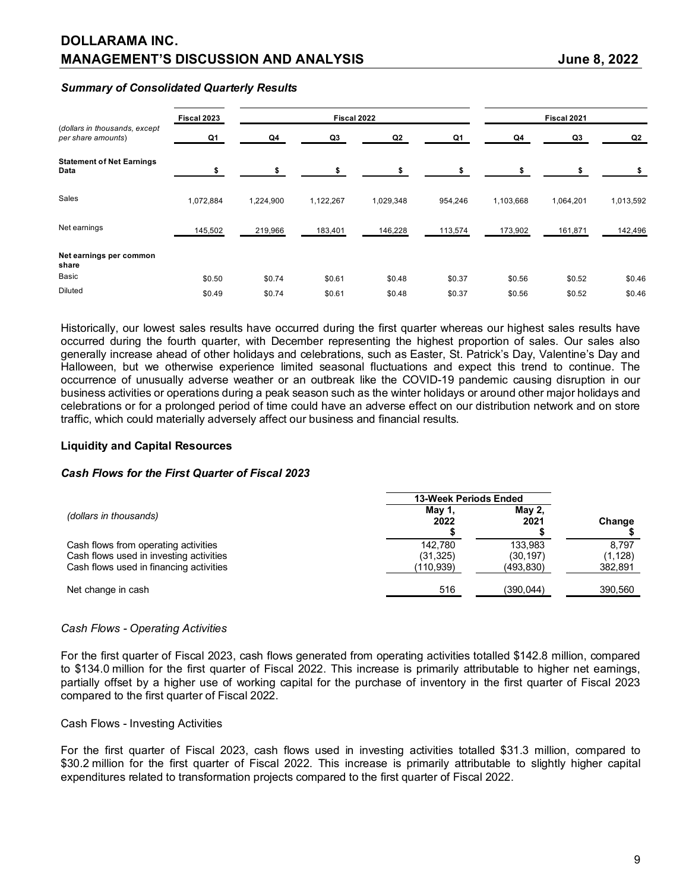### *Summary of Consolidated Quarterly Results*

| (dollars in thousands, except per share amounts) | Fiscal 2023 | Fiscal 2022 | | | | Fiscal 2021 | | |
|---|---|---|---|---|---|---|---|---|
| | Q1 | Q4 | Q3 | Q2 | Q1 | Q4 | Q3 | Q2 |
| **Statement of Net Earnings Data** | $ | $ | $ | $ | $ | $ | $ | $ |
| Sales | 1,072,884 | 1,224,900 | 1,122,267 | 1,029,348 | 954,246 | 1,103,668 | 1,064,201 | 1,013,592 |
| Net earnings | 145,502 | 219,966 | 183,401 | 146,228 | 113,574 | 173,902 | 161,871 | 142,496 |
| **Net earnings per common share** | | | | | | | | |
| Basic | $0.50 | $0.74 | $0.61 | $0.48 | $0.37 | $0.56 | $0.52 | $0.46 |
| Diluted | $0.49 | $0.74 | $0.61 | $0.48 | $0.37 | $0.56 | $0.52 | $0.46 |

Historically, our lowest sales results have occurred during the first quarter whereas our highest sales results have occurred during the fourth quarter, with December representing the highest proportion of sales. Our sales also generally increase ahead of other holidays and celebrations, such as Easter, St. Patrick's Day, Valentine's Day and Halloween, but we otherwise experience limited seasonal fluctuations and expect this trend to continue. The occurrence of unusually adverse weather or an outbreak like the COVID-19 pandemic causing disruption in our business activities or operations during a peak season such as the winter holidays or around other major holidays and celebrations or for a prolonged period of time could have an adverse effect on our distribution network and on store traffic, which could materially adversely affect our business and financial results.

## Liquidity and Capital Resources

### *Cash Flows for the First Quarter of Fiscal 2023*

| (dollars in thousands) | 13-Week Periods Ended May 1, 2022 $ | 13-Week Periods Ended May 2, 2021 $ | Change $ |
|---|---|---|---|
| Cash flows from operating activities | 142,780 | 133,983 | 8,797 |
| Cash flows used in investing activities | (31,325) | (30,197) | (1,128) |
| Cash flows used in financing activities | (110,939) | (493,830) | 382,891 |
| Net change in cash | 516 | (390,044) | 390,560 |

*Cash Flows - Operating Activities*

For the first quarter of Fiscal 2023, cash flows generated from operating activities totalled $142.8 million, compared to $134.0 million for the first quarter of Fiscal 2022. This increase is primarily attributable to higher net earnings, partially offset by a higher use of working capital for the purchase of inventory in the first quarter of Fiscal 2023 compared to the first quarter of Fiscal 2022.

Cash Flows - Investing Activities

For the first quarter of Fiscal 2023, cash flows used in investing activities totalled $31.3 million, compared to $30.2 million for the first quarter of Fiscal 2022. This increase is primarily attributable to slightly higher capital expenditures related to transformation projects compared to the first quarter of Fiscal 2022.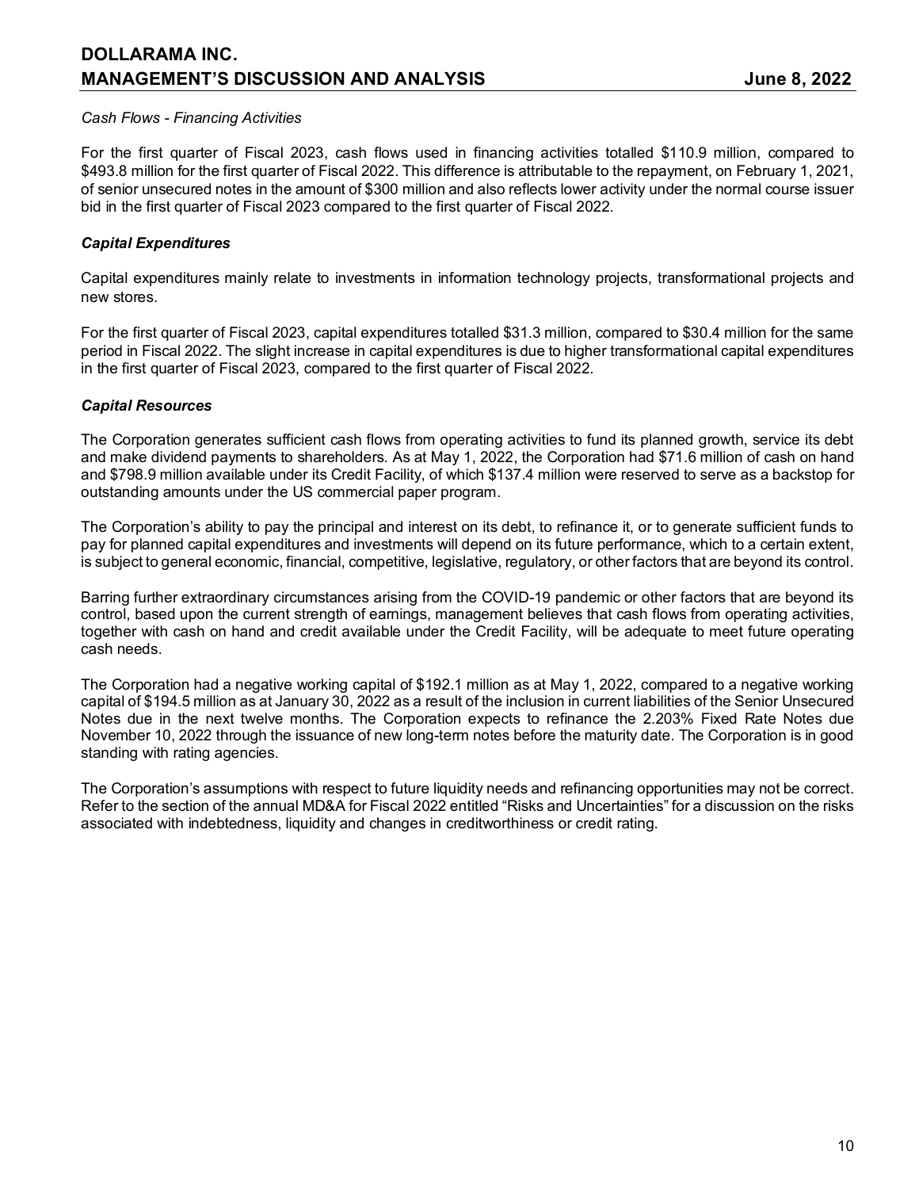*Cash Flows - Financing Activities*

For the first quarter of Fiscal 2023, cash flows used in financing activities totalled $110.9 million, compared to $493.8 million for the first quarter of Fiscal 2022. This difference is attributable to the repayment, on February 1, 2021, of senior unsecured notes in the amount of $300 million and also reflects lower activity under the normal course issuer bid in the first quarter of Fiscal 2023 compared to the first quarter of Fiscal 2022.

***Capital Expenditures***

Capital expenditures mainly relate to investments in information technology projects, transformational projects and new stores.

For the first quarter of Fiscal 2023, capital expenditures totalled $31.3 million, compared to $30.4 million for the same period in Fiscal 2022. The slight increase in capital expenditures is due to higher transformational capital expenditures in the first quarter of Fiscal 2023, compared to the first quarter of Fiscal 2022.

***Capital Resources***

The Corporation generates sufficient cash flows from operating activities to fund its planned growth, service its debt and make dividend payments to shareholders. As at May 1, 2022, the Corporation had $71.6 million of cash on hand and $798.9 million available under its Credit Facility, of which $137.4 million were reserved to serve as a backstop for outstanding amounts under the US commercial paper program.

The Corporation's ability to pay the principal and interest on its debt, to refinance it, or to generate sufficient funds to pay for planned capital expenditures and investments will depend on its future performance, which to a certain extent, is subject to general economic, financial, competitive, legislative, regulatory, or other factors that are beyond its control.

Barring further extraordinary circumstances arising from the COVID-19 pandemic or other factors that are beyond its control, based upon the current strength of earnings, management believes that cash flows from operating activities, together with cash on hand and credit available under the Credit Facility, will be adequate to meet future operating cash needs.

The Corporation had a negative working capital of $192.1 million as at May 1, 2022, compared to a negative working capital of $194.5 million as at January 30, 2022 as a result of the inclusion in current liabilities of the Senior Unsecured Notes due in the next twelve months. The Corporation expects to refinance the 2.203% Fixed Rate Notes due November 10, 2022 through the issuance of new long-term notes before the maturity date. The Corporation is in good standing with rating agencies.

The Corporation's assumptions with respect to future liquidity needs and refinancing opportunities may not be correct. Refer to the section of the annual MD&A for Fiscal 2022 entitled "Risks and Uncertainties" for a discussion on the risks associated with indebtedness, liquidity and changes in creditworthiness or credit rating.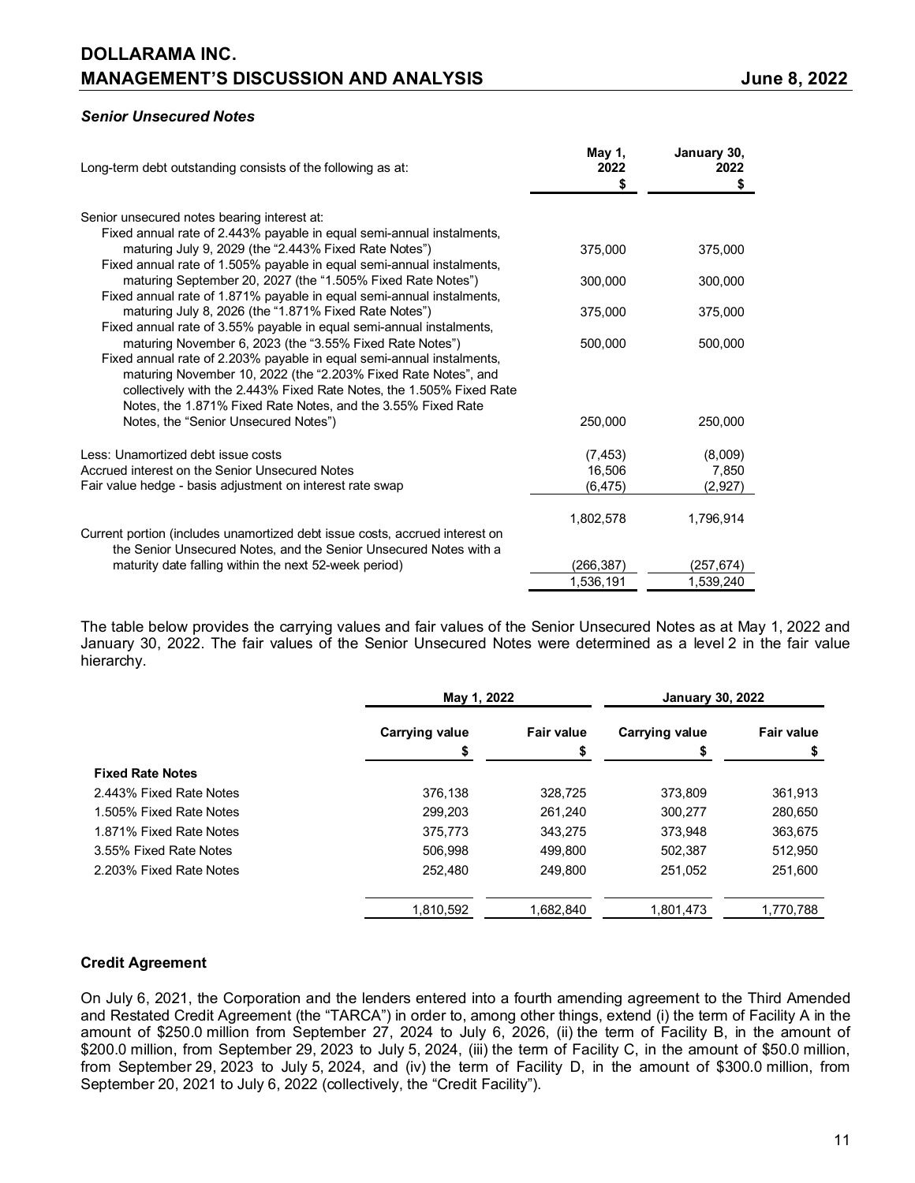### *Senior Unsecured Notes*

| Long-term debt outstanding consists of the following as at: | May 1, 2022 $ | January 30, 2022 $ |
|---|---|---|
| Senior unsecured notes bearing interest at: | | |
| Fixed annual rate of 2.443% payable in equal semi-annual instalments, maturing July 9, 2029 (the "2.443% Fixed Rate Notes") | 375,000 | 375,000 |
| Fixed annual rate of 1.505% payable in equal semi-annual instalments, maturing September 20, 2027 (the "1.505% Fixed Rate Notes") | 300,000 | 300,000 |
| Fixed annual rate of 1.871% payable in equal semi-annual instalments, maturing July 8, 2026 (the "1.871% Fixed Rate Notes") | 375,000 | 375,000 |
| Fixed annual rate of 3.55% payable in equal semi-annual instalments, maturing November 6, 2023 (the "3.55% Fixed Rate Notes") | 500,000 | 500,000 |
| Fixed annual rate of 2.203% payable in equal semi-annual instalments, maturing November 10, 2022 (the "2.203% Fixed Rate Notes", and collectively with the 2.443% Fixed Rate Notes, the 1.505% Fixed Rate Notes, the 1.871% Fixed Rate Notes, and the 3.55% Fixed Rate Notes, the "Senior Unsecured Notes") | 250,000 | 250,000 |
| Less: Unamortized debt issue costs | (7,453) | (8,009) |
| Accrued interest on the Senior Unsecured Notes | 16,506 | 7,850 |
| Fair value hedge - basis adjustment on interest rate swap | (6,475) | (2,927) |
| | 1,802,578 | 1,796,914 |
| Current portion (includes unamortized debt issue costs, accrued interest on the Senior Unsecured Notes, and the Senior Unsecured Notes with a maturity date falling within the next 52-week period) | (266,387) | (257,674) |
| | 1,536,191 | 1,539,240 |

The table below provides the carrying values and fair values of the Senior Unsecured Notes as at May 1, 2022 and January 30, 2022. The fair values of the Senior Unsecured Notes were determined as a level 2 in the fair value hierarchy.

| | May 1, 2022 | | January 30, 2022 | |
|---|---|---|---|---|
| | Carrying value $ | Fair value $ | Carrying value $ | Fair value $ |
| **Fixed Rate Notes** | | | | |
| 2.443% Fixed Rate Notes | 376,138 | 328,725 | 373,809 | 361,913 |
| 1.505% Fixed Rate Notes | 299,203 | 261,240 | 300,277 | 280,650 |
| 1.871% Fixed Rate Notes | 375,773 | 343,275 | 373,948 | 363,675 |
| 3.55% Fixed Rate Notes | 506,998 | 499,800 | 502,387 | 512,950 |
| 2.203% Fixed Rate Notes | 252,480 | 249,800 | 251,052 | 251,600 |
| | 1,810,592 | 1,682,840 | 1,801,473 | 1,770,788 |

### Credit Agreement

On July 6, 2021, the Corporation and the lenders entered into a fourth amending agreement to the Third Amended and Restated Credit Agreement (the "TARCA") in order to, among other things, extend (i) the term of Facility A in the amount of $250.0 million from September 27, 2024 to July 6, 2026, (ii) the term of Facility B, in the amount of $200.0 million, from September 29, 2023 to July 5, 2024, (iii) the term of Facility C, in the amount of $50.0 million, from September 29, 2023 to July 5, 2024, and (iv) the term of Facility D, in the amount of $300.0 million, from September 20, 2021 to July 6, 2022 (collectively, the "Credit Facility").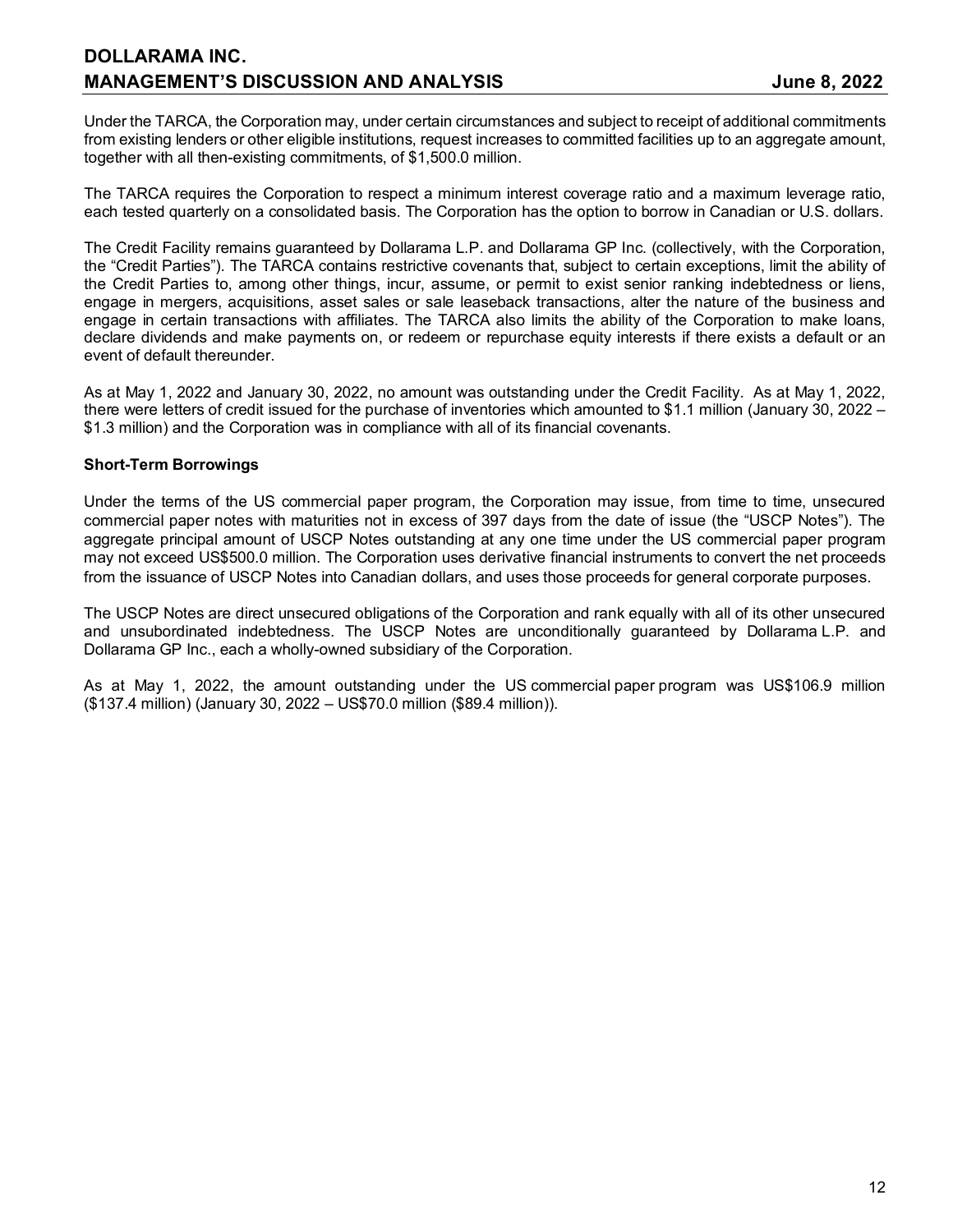Under the TARCA, the Corporation may, under certain circumstances and subject to receipt of additional commitments from existing lenders or other eligible institutions, request increases to committed facilities up to an aggregate amount, together with all then-existing commitments, of $1,500.0 million.

The TARCA requires the Corporation to respect a minimum interest coverage ratio and a maximum leverage ratio, each tested quarterly on a consolidated basis. The Corporation has the option to borrow in Canadian or U.S. dollars.

The Credit Facility remains guaranteed by Dollarama L.P. and Dollarama GP Inc. (collectively, with the Corporation, the "Credit Parties"). The TARCA contains restrictive covenants that, subject to certain exceptions, limit the ability of the Credit Parties to, among other things, incur, assume, or permit to exist senior ranking indebtedness or liens, engage in mergers, acquisitions, asset sales or sale leaseback transactions, alter the nature of the business and engage in certain transactions with affiliates. The TARCA also limits the ability of the Corporation to make loans, declare dividends and make payments on, or redeem or repurchase equity interests if there exists a default or an event of default thereunder.

As at May 1, 2022 and January 30, 2022, no amount was outstanding under the Credit Facility. As at May 1, 2022, there were letters of credit issued for the purchase of inventories which amounted to $1.1 million (January 30, 2022 – $1.3 million) and the Corporation was in compliance with all of its financial covenants.

**Short-Term Borrowings**

Under the terms of the US commercial paper program, the Corporation may issue, from time to time, unsecured commercial paper notes with maturities not in excess of 397 days from the date of issue (the "USCP Notes"). The aggregate principal amount of USCP Notes outstanding at any one time under the US commercial paper program may not exceed US$500.0 million. The Corporation uses derivative financial instruments to convert the net proceeds from the issuance of USCP Notes into Canadian dollars, and uses those proceeds for general corporate purposes.

The USCP Notes are direct unsecured obligations of the Corporation and rank equally with all of its other unsecured and unsubordinated indebtedness. The USCP Notes are unconditionally guaranteed by Dollarama L.P. and Dollarama GP Inc., each a wholly-owned subsidiary of the Corporation.

As at May 1, 2022, the amount outstanding under the US commercial paper program was US$106.9 million ($137.4 million) (January 30, 2022 – US$70.0 million ($89.4 million)).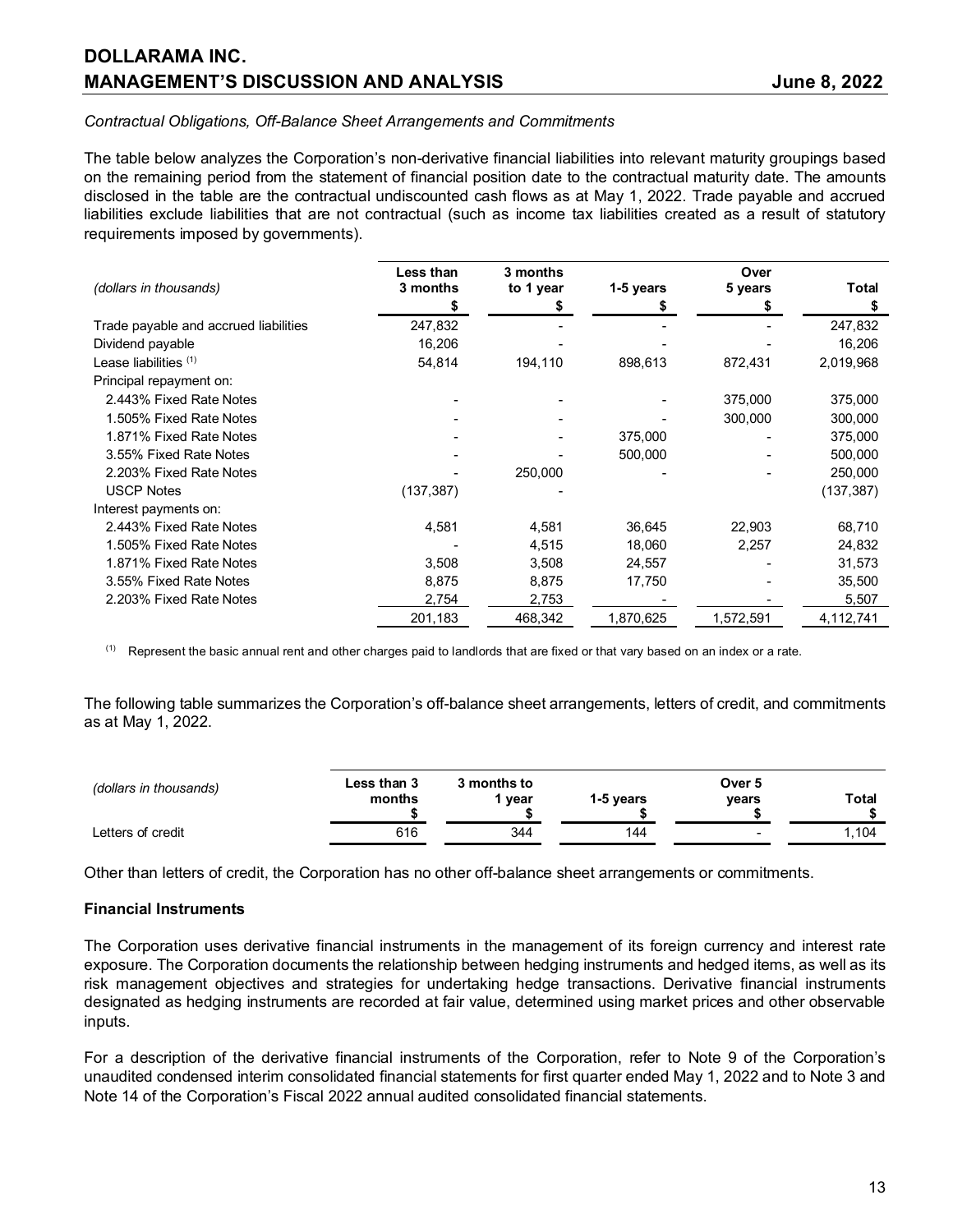*Contractual Obligations, Off-Balance Sheet Arrangements and Commitments*

The table below analyzes the Corporation's non-derivative financial liabilities into relevant maturity groupings based on the remaining period from the statement of financial position date to the contractual maturity date. The amounts disclosed in the table are the contractual undiscounted cash flows as at May 1, 2022. Trade payable and accrued liabilities exclude liabilities that are not contractual (such as income tax liabilities created as a result of statutory requirements imposed by governments).

| *(dollars in thousands)* | Less than 3 months $ | 3 months to 1 year $ | 1-5 years $ | Over 5 years $ | Total $ |
|---|---|---|---|---|---|
| Trade payable and accrued liabilities | 247,832 | - | - | - | 247,832 |
| Dividend payable | 16,206 | - | - | - | 16,206 |
| Lease liabilities [1] | 54,814 | 194,110 | 898,613 | 872,431 | 2,019,968 |
| Principal repayment on: | | | | | |
| 2.443% Fixed Rate Notes | - | - | - | 375,000 | 375,000 |
| 1.505% Fixed Rate Notes | - | - | - | 300,000 | 300,000 |
| 1.871% Fixed Rate Notes | - | - | 375,000 | - | 375,000 |
| 3.55% Fixed Rate Notes | - | - | 500,000 | - | 500,000 |
| 2.203% Fixed Rate Notes | - | 250,000 | - | - | 250,000 |
| USCP Notes | (137,387) | - | | | (137,387) |
| Interest payments on: | | | | | |
| 2.443% Fixed Rate Notes | 4,581 | 4,581 | 36,645 | 22,903 | 68,710 |
| 1.505% Fixed Rate Notes | - | 4,515 | 18,060 | 2,257 | 24,832 |
| 1.871% Fixed Rate Notes | 3,508 | 3,508 | 24,557 | - | 31,573 |
| 3.55% Fixed Rate Notes | 8,875 | 8,875 | 17,750 | - | 35,500 |
| 2.203% Fixed Rate Notes | 2,754 | 2,753 | - | - | 5,507 |
| | 201,183 | 468,342 | 1,870,625 | 1,572,591 | 4,112,741 |

[1] Represent the basic annual rent and other charges paid to landlords that are fixed or that vary based on an index or a rate.

The following table summarizes the Corporation's off-balance sheet arrangements, letters of credit, and commitments as at May 1, 2022.

| *(dollars in thousands)* | Less than 3 months $ | 3 months to 1 year $ | 1-5 years $ | Over 5 years $ | Total $ |
|---|---|---|---|---|---|
| Letters of credit | 616 | 344 | 144 | - | 1,104 |

Other than letters of credit, the Corporation has no other off-balance sheet arrangements or commitments.

**Financial Instruments**

The Corporation uses derivative financial instruments in the management of its foreign currency and interest rate exposure. The Corporation documents the relationship between hedging instruments and hedged items, as well as its risk management objectives and strategies for undertaking hedge transactions. Derivative financial instruments designated as hedging instruments are recorded at fair value, determined using market prices and other observable inputs.

For a description of the derivative financial instruments of the Corporation, refer to Note 9 of the Corporation's unaudited condensed interim consolidated financial statements for first quarter ended May 1, 2022 and to Note 3 and Note 14 of the Corporation's Fiscal 2022 annual audited consolidated financial statements.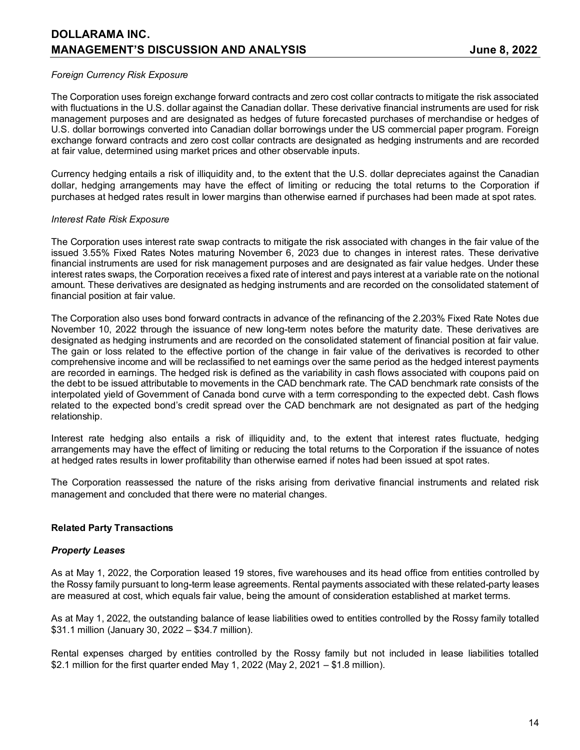*Foreign Currency Risk Exposure*

The Corporation uses foreign exchange forward contracts and zero cost collar contracts to mitigate the risk associated with fluctuations in the U.S. dollar against the Canadian dollar. These derivative financial instruments are used for risk management purposes and are designated as hedges of future forecasted purchases of merchandise or hedges of U.S. dollar borrowings converted into Canadian dollar borrowings under the US commercial paper program. Foreign exchange forward contracts and zero cost collar contracts are designated as hedging instruments and are recorded at fair value, determined using market prices and other observable inputs.

Currency hedging entails a risk of illiquidity and, to the extent that the U.S. dollar depreciates against the Canadian dollar, hedging arrangements may have the effect of limiting or reducing the total returns to the Corporation if purchases at hedged rates result in lower margins than otherwise earned if purchases had been made at spot rates.

*Interest Rate Risk Exposure*

The Corporation uses interest rate swap contracts to mitigate the risk associated with changes in the fair value of the issued 3.55% Fixed Rates Notes maturing November 6, 2023 due to changes in interest rates. These derivative financial instruments are used for risk management purposes and are designated as fair value hedges. Under these interest rates swaps, the Corporation receives a fixed rate of interest and pays interest at a variable rate on the notional amount. These derivatives are designated as hedging instruments and are recorded on the consolidated statement of financial position at fair value.

The Corporation also uses bond forward contracts in advance of the refinancing of the 2.203% Fixed Rate Notes due November 10, 2022 through the issuance of new long-term notes before the maturity date. These derivatives are designated as hedging instruments and are recorded on the consolidated statement of financial position at fair value. The gain or loss related to the effective portion of the change in fair value of the derivatives is recorded to other comprehensive income and will be reclassified to net earnings over the same period as the hedged interest payments are recorded in earnings. The hedged risk is defined as the variability in cash flows associated with coupons paid on the debt to be issued attributable to movements in the CAD benchmark rate. The CAD benchmark rate consists of the interpolated yield of Government of Canada bond curve with a term corresponding to the expected debt. Cash flows related to the expected bond's credit spread over the CAD benchmark are not designated as part of the hedging relationship.

Interest rate hedging also entails a risk of illiquidity and, to the extent that interest rates fluctuate, hedging arrangements may have the effect of limiting or reducing the total returns to the Corporation if the issuance of notes at hedged rates results in lower profitability than otherwise earned if notes had been issued at spot rates.

The Corporation reassessed the nature of the risks arising from derivative financial instruments and related risk management and concluded that there were no material changes.

**Related Party Transactions**

***Property Leases***

As at May 1, 2022, the Corporation leased 19 stores, five warehouses and its head office from entities controlled by the Rossy family pursuant to long-term lease agreements. Rental payments associated with these related-party leases are measured at cost, which equals fair value, being the amount of consideration established at market terms.

As at May 1, 2022, the outstanding balance of lease liabilities owed to entities controlled by the Rossy family totalled $31.1 million (January 30, 2022 – $34.7 million).

Rental expenses charged by entities controlled by the Rossy family but not included in lease liabilities totalled $2.1 million for the first quarter ended May 1, 2022 (May 2, 2021 – $1.8 million).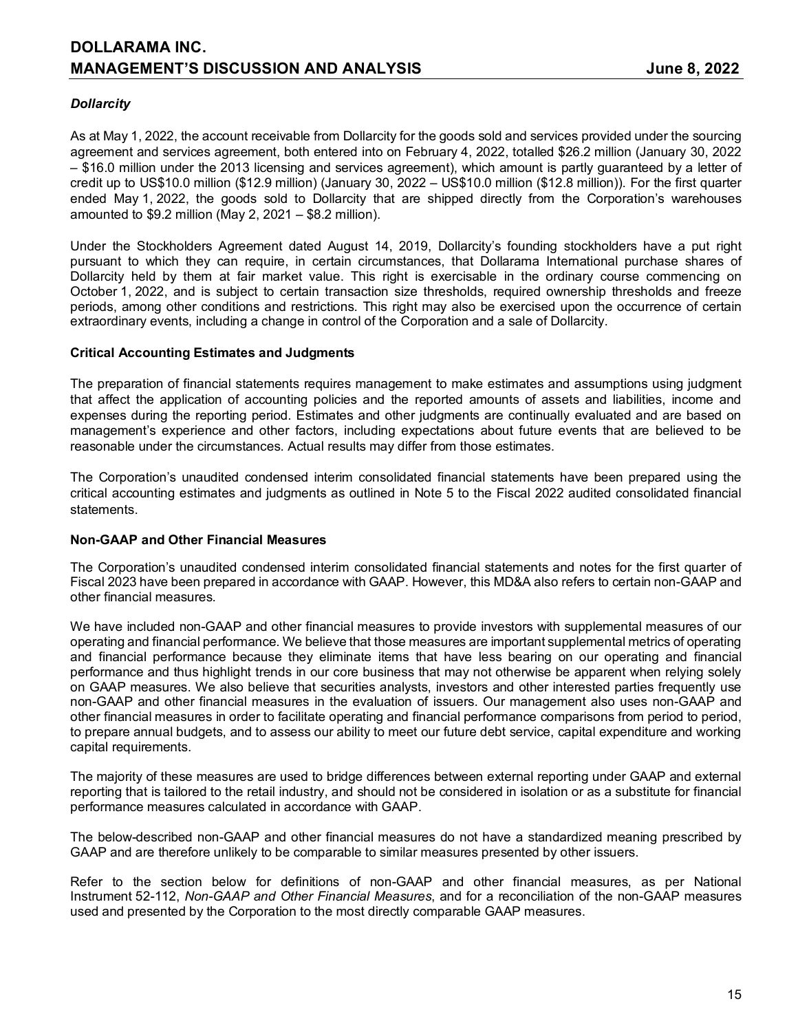### *Dollarcity*

As at May 1, 2022, the account receivable from Dollarcity for the goods sold and services provided under the sourcing agreement and services agreement, both entered into on February 4, 2022, totalled $26.2 million (January 30, 2022 – $16.0 million under the 2013 licensing and services agreement), which amount is partly guaranteed by a letter of credit up to US$10.0 million ($12.9 million) (January 30, 2022 – US$10.0 million ($12.8 million)). For the first quarter ended May 1, 2022, the goods sold to Dollarcity that are shipped directly from the Corporation's warehouses amounted to $9.2 million (May 2, 2021 – $8.2 million).

Under the Stockholders Agreement dated August 14, 2019, Dollarcity's founding stockholders have a put right pursuant to which they can require, in certain circumstances, that Dollarama International purchase shares of Dollarcity held by them at fair market value. This right is exercisable in the ordinary course commencing on October 1, 2022, and is subject to certain transaction size thresholds, required ownership thresholds and freeze periods, among other conditions and restrictions. This right may also be exercised upon the occurrence of certain extraordinary events, including a change in control of the Corporation and a sale of Dollarcity.

## Critical Accounting Estimates and Judgments

The preparation of financial statements requires management to make estimates and assumptions using judgment that affect the application of accounting policies and the reported amounts of assets and liabilities, income and expenses during the reporting period. Estimates and other judgments are continually evaluated and are based on management's experience and other factors, including expectations about future events that are believed to be reasonable under the circumstances. Actual results may differ from those estimates.

The Corporation's unaudited condensed interim consolidated financial statements have been prepared using the critical accounting estimates and judgments as outlined in Note 5 to the Fiscal 2022 audited consolidated financial statements.

## Non-GAAP and Other Financial Measures

The Corporation's unaudited condensed interim consolidated financial statements and notes for the first quarter of Fiscal 2023 have been prepared in accordance with GAAP. However, this MD&A also refers to certain non-GAAP and other financial measures.

We have included non-GAAP and other financial measures to provide investors with supplemental measures of our operating and financial performance. We believe that those measures are important supplemental metrics of operating and financial performance because they eliminate items that have less bearing on our operating and financial performance and thus highlight trends in our core business that may not otherwise be apparent when relying solely on GAAP measures. We also believe that securities analysts, investors and other interested parties frequently use non-GAAP and other financial measures in the evaluation of issuers. Our management also uses non-GAAP and other financial measures in order to facilitate operating and financial performance comparisons from period to period, to prepare annual budgets, and to assess our ability to meet our future debt service, capital expenditure and working capital requirements.

The majority of these measures are used to bridge differences between external reporting under GAAP and external reporting that is tailored to the retail industry, and should not be considered in isolation or as a substitute for financial performance measures calculated in accordance with GAAP.

The below-described non-GAAP and other financial measures do not have a standardized meaning prescribed by GAAP and are therefore unlikely to be comparable to similar measures presented by other issuers.

Refer to the section below for definitions of non-GAAP and other financial measures, as per National Instrument 52-112, *Non-GAAP and Other Financial Measures*, and for a reconciliation of the non-GAAP measures used and presented by the Corporation to the most directly comparable GAAP measures.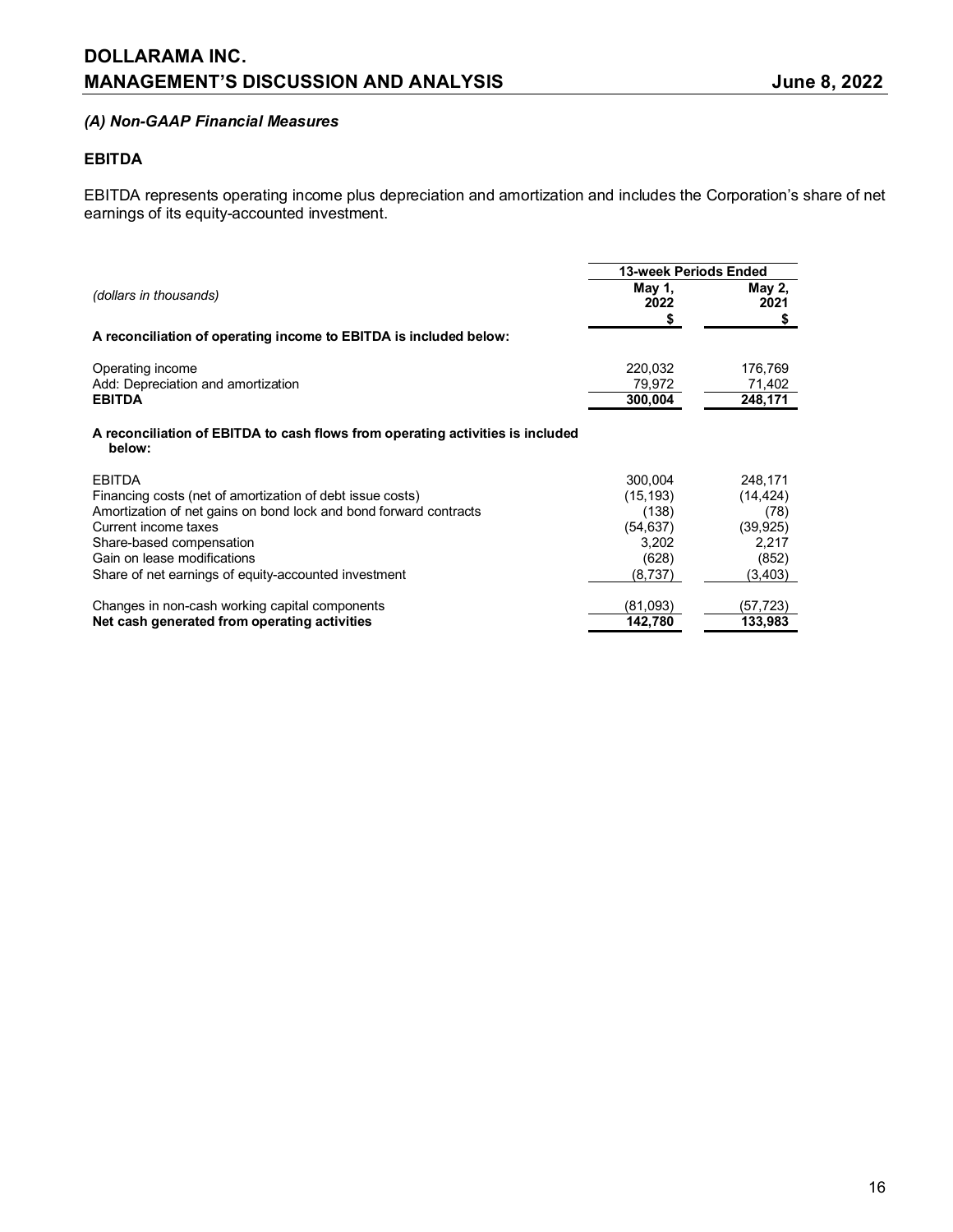### *(A) Non-GAAP Financial Measures*

#### EBITDA

EBITDA represents operating income plus depreciation and amortization and includes the Corporation's share of net earnings of its equity-accounted investment.

| *(dollars in thousands)* | 13-week Periods Ended | |
|---|---|---|
| | **May 1, 2022** | **May 2, 2021** |
| | **$** | **$** |
| **A reconciliation of operating income to EBITDA is included below:** | | |
| Operating income | 220,032 | 176,769 |
| Add: Depreciation and amortization | 79,972 | 71,402 |
| **EBITDA** | **300,004** | **248,171** |
| **A reconciliation of EBITDA to cash flows from operating activities is included below:** | | |
| EBITDA | 300,004 | 248,171 |
| Financing costs (net of amortization of debt issue costs) | (15,193) | (14,424) |
| Amortization of net gains on bond lock and bond forward contracts | (138) | (78) |
| Current income taxes | (54,637) | (39,925) |
| Share-based compensation | 3,202 | 2,217 |
| Gain on lease modifications | (628) | (852) |
| Share of net earnings of equity-accounted investment | (8,737) | (3,403) |
| Changes in non-cash working capital components | (81,093) | (57,723) |
| **Net cash generated from operating activities** | **142,780** | **133,983** |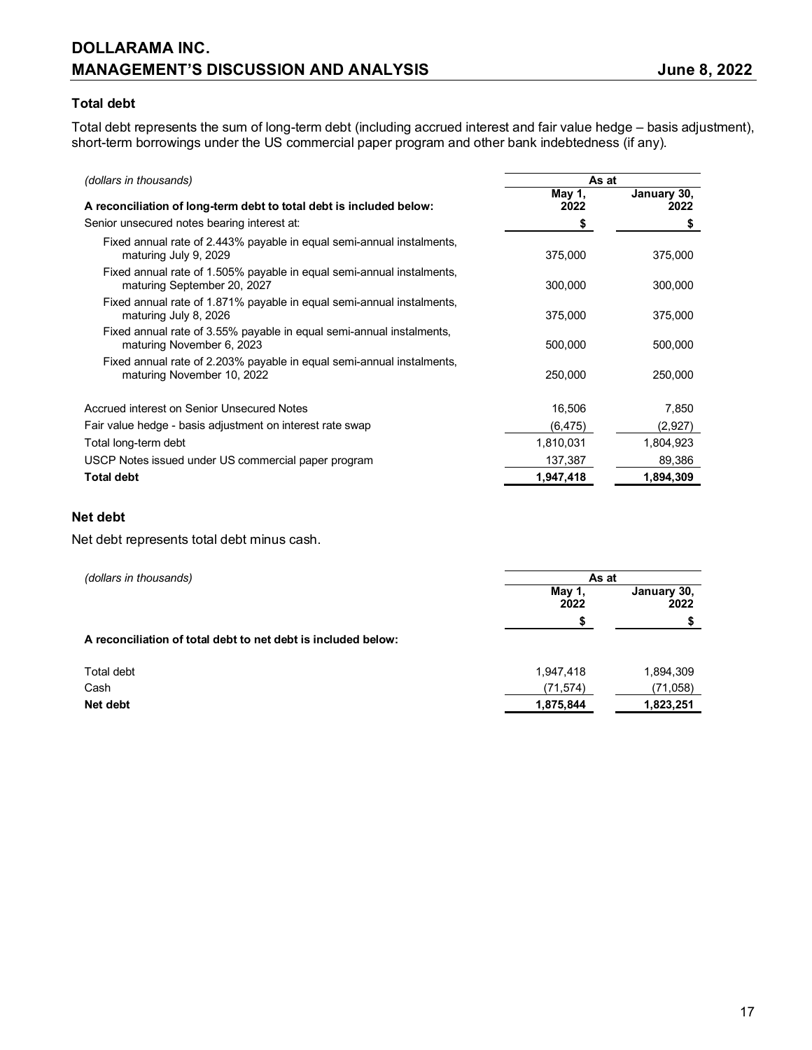### Total debt

Total debt represents the sum of long-term debt (including accrued interest and fair value hedge – basis adjustment), short-term borrowings under the US commercial paper program and other bank indebtedness (if any).

| *(dollars in thousands)* | As at | |
|---|---|---|
| **A reconciliation of long-term debt to total debt is included below:** | **May 1, 2022** | **January 30, 2022** |
| Senior unsecured notes bearing interest at: | **$** | **$** |
| Fixed annual rate of 2.443% payable in equal semi-annual instalments, maturing July 9, 2029 | 375,000 | 375,000 |
| Fixed annual rate of 1.505% payable in equal semi-annual instalments, maturing September 20, 2027 | 300,000 | 300,000 |
| Fixed annual rate of 1.871% payable in equal semi-annual instalments, maturing July 8, 2026 | 375,000 | 375,000 |
| Fixed annual rate of 3.55% payable in equal semi-annual instalments, maturing November 6, 2023 | 500,000 | 500,000 |
| Fixed annual rate of 2.203% payable in equal semi-annual instalments, maturing November 10, 2022 | 250,000 | 250,000 |
| Accrued interest on Senior Unsecured Notes | 16,506 | 7,850 |
| Fair value hedge - basis adjustment on interest rate swap | (6,475) | (2,927) |
| Total long-term debt | 1,810,031 | 1,804,923 |
| USCP Notes issued under US commercial paper program | 137,387 | 89,386 |
| **Total debt** | **1,947,418** | **1,894,309** |

### Net debt

Net debt represents total debt minus cash.

| *(dollars in thousands)* | As at | |
|---|---|---|
| | **May 1, 2022** | **January 30, 2022** |
| | **$** | **$** |
| **A reconciliation of total debt to net debt is included below:** | | |
| Total debt | 1,947,418 | 1,894,309 |
| Cash | (71,574) | (71,058) |
| **Net debt** | **1,875,844** | **1,823,251** |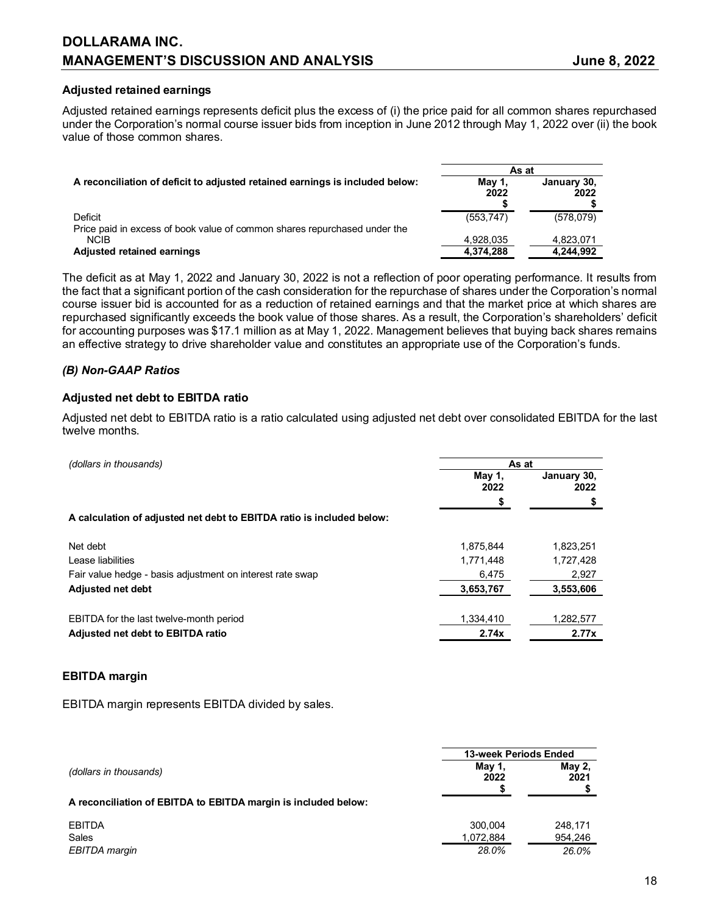### Adjusted retained earnings

Adjusted retained earnings represents deficit plus the excess of (i) the price paid for all common shares repurchased under the Corporation's normal course issuer bids from inception in June 2012 through May 1, 2022 over (ii) the book value of those common shares.

| A reconciliation of deficit to adjusted retained earnings is included below: | As at May 1, 2022 $ | As at January 30, 2022 $ |
|---|---|---|
| Deficit | (553,747) | (578,079) |
| Price paid in excess of book value of common shares repurchased under the NCIB | 4,928,035 | 4,823,071 |
| **Adjusted retained earnings** | **4,374,288** | **4,244,992** |

The deficit as at May 1, 2022 and January 30, 2022 is not a reflection of poor operating performance. It results from the fact that a significant portion of the cash consideration for the repurchase of shares under the Corporation's normal course issuer bid is accounted for as a reduction of retained earnings and that the market price at which shares are repurchased significantly exceeds the book value of those shares. As a result, the Corporation's shareholders' deficit for accounting purposes was $17.1 million as at May 1, 2022. Management believes that buying back shares remains an effective strategy to drive shareholder value and constitutes an appropriate use of the Corporation's funds.

### *(B) Non-GAAP Ratios*

### Adjusted net debt to EBITDA ratio

Adjusted net debt to EBITDA ratio is a ratio calculated using adjusted net debt over consolidated EBITDA for the last twelve months.

| *(dollars in thousands)* | As at May 1, 2022 $ | As at January 30, 2022 $ |
|---|---|---|
| **A calculation of adjusted net debt to EBITDA ratio is included below:** | | |
| Net debt | 1,875,844 | 1,823,251 |
| Lease liabilities | 1,771,448 | 1,727,428 |
| Fair value hedge - basis adjustment on interest rate swap | 6,475 | 2,927 |
| **Adjusted net debt** | **3,653,767** | **3,553,606** |
| EBITDA for the last twelve-month period | 1,334,410 | 1,282,577 |
| **Adjusted net debt to EBITDA ratio** | **2.74x** | **2.77x** |

### EBITDA margin

EBITDA margin represents EBITDA divided by sales.

| *(dollars in thousands)* | 13-week Periods Ended May 1, 2022 $ | 13-week Periods Ended May 2, 2021 $ |
|---|---|---|
| **A reconciliation of EBITDA to EBITDA margin is included below:** | | |
| EBITDA | 300,004 | 248,171 |
| Sales | 1,072,884 | 954,246 |
| *EBITDA margin* | *28.0%* | *26.0%* |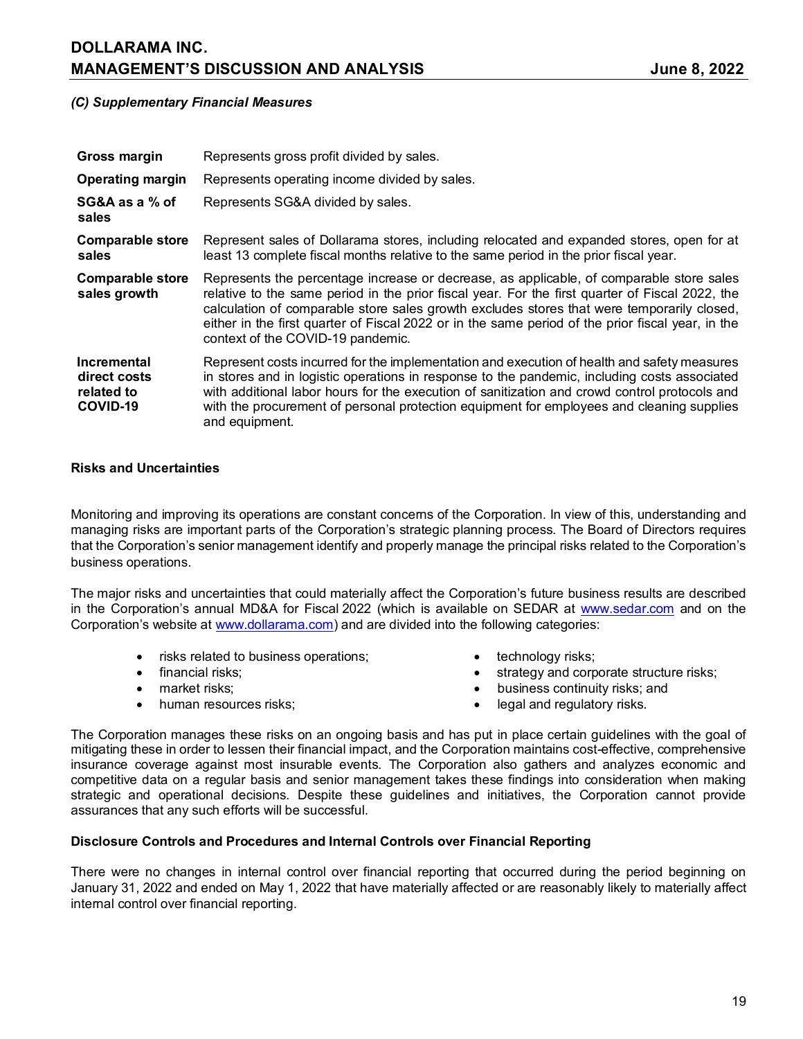*(C) Supplementary Financial Measures*

| | |
|---|---|
| **Gross margin** | Represents gross profit divided by sales. |
| **Operating margin** | Represents operating income divided by sales. |
| **SG&A as a % of sales** | Represents SG&A divided by sales. |
| **Comparable store sales** | Represent sales of Dollarama stores, including relocated and expanded stores, open for at least 13 complete fiscal months relative to the same period in the prior fiscal year. |
| **Comparable store sales growth** | Represents the percentage increase or decrease, as applicable, of comparable store sales relative to the same period in the prior fiscal year. For the first quarter of Fiscal 2022, the calculation of comparable store sales growth excludes stores that were temporarily closed, either in the first quarter of Fiscal 2022 or in the same period of the prior fiscal year, in the context of the COVID-19 pandemic. |
| **Incremental direct costs related to COVID-19** | Represent costs incurred for the implementation and execution of health and safety measures in stores and in logistic operations in response to the pandemic, including costs associated with additional labor hours for the execution of sanitization and crowd control protocols and with the procurement of personal protection equipment for employees and cleaning supplies and equipment. |

## Risks and Uncertainties

Monitoring and improving its operations are constant concerns of the Corporation. In view of this, understanding and managing risks are important parts of the Corporation's strategic planning process. The Board of Directors requires that the Corporation's senior management identify and properly manage the principal risks related to the Corporation's business operations.

The major risks and uncertainties that could materially affect the Corporation's future business results are described in the Corporation's annual MD&A for Fiscal 2022 (which is available on SEDAR at www.sedar.com and on the Corporation's website at www.dollarama.com) and are divided into the following categories:

- risks related to business operations;
- financial risks;
- market risks;
- human resources risks;
- technology risks;
- strategy and corporate structure risks;
- business continuity risks; and
- legal and regulatory risks.

The Corporation manages these risks on an ongoing basis and has put in place certain guidelines with the goal of mitigating these in order to lessen their financial impact, and the Corporation maintains cost-effective, comprehensive insurance coverage against most insurable events. The Corporation also gathers and analyzes economic and competitive data on a regular basis and senior management takes these findings into consideration when making strategic and operational decisions. Despite these guidelines and initiatives, the Corporation cannot provide assurances that any such efforts will be successful.

## Disclosure Controls and Procedures and Internal Controls over Financial Reporting

There were no changes in internal control over financial reporting that occurred during the period beginning on January 31, 2022 and ended on May 1, 2022 that have materially affected or are reasonably likely to materially affect internal control over financial reporting.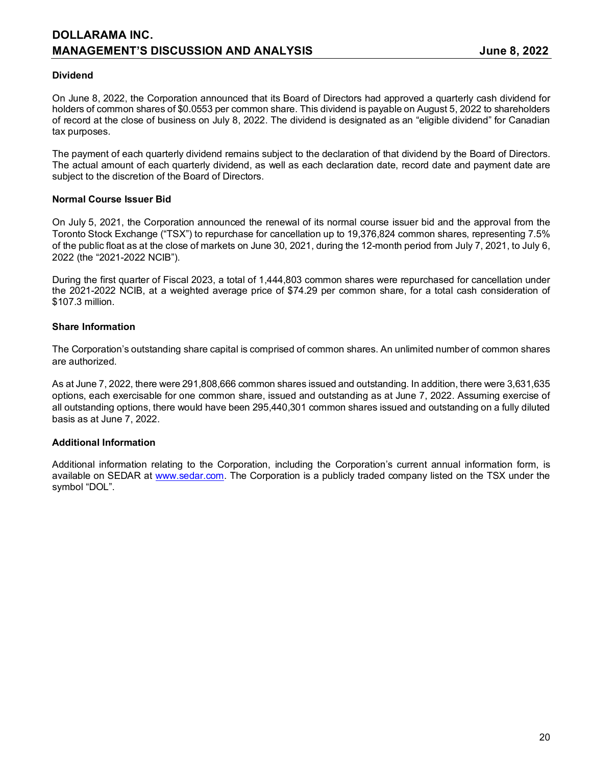### Dividend

On June 8, 2022, the Corporation announced that its Board of Directors had approved a quarterly cash dividend for holders of common shares of $0.0553 per common share. This dividend is payable on August 5, 2022 to shareholders of record at the close of business on July 8, 2022. The dividend is designated as an "eligible dividend" for Canadian tax purposes.

The payment of each quarterly dividend remains subject to the declaration of that dividend by the Board of Directors. The actual amount of each quarterly dividend, as well as each declaration date, record date and payment date are subject to the discretion of the Board of Directors.

### Normal Course Issuer Bid

On July 5, 2021, the Corporation announced the renewal of its normal course issuer bid and the approval from the Toronto Stock Exchange ("TSX") to repurchase for cancellation up to 19,376,824 common shares, representing 7.5% of the public float as at the close of markets on June 30, 2021, during the 12-month period from July 7, 2021, to July 6, 2022 (the "2021-2022 NCIB").

During the first quarter of Fiscal 2023, a total of 1,444,803 common shares were repurchased for cancellation under the 2021-2022 NCIB, at a weighted average price of $74.29 per common share, for a total cash consideration of $107.3 million.

### Share Information

The Corporation's outstanding share capital is comprised of common shares. An unlimited number of common shares are authorized.

As at June 7, 2022, there were 291,808,666 common shares issued and outstanding. In addition, there were 3,631,635 options, each exercisable for one common share, issued and outstanding as at June 7, 2022. Assuming exercise of all outstanding options, there would have been 295,440,301 common shares issued and outstanding on a fully diluted basis as at June 7, 2022.

### Additional Information

Additional information relating to the Corporation, including the Corporation's current annual information form, is available on SEDAR at www.sedar.com. The Corporation is a publicly traded company listed on the TSX under the symbol "DOL".